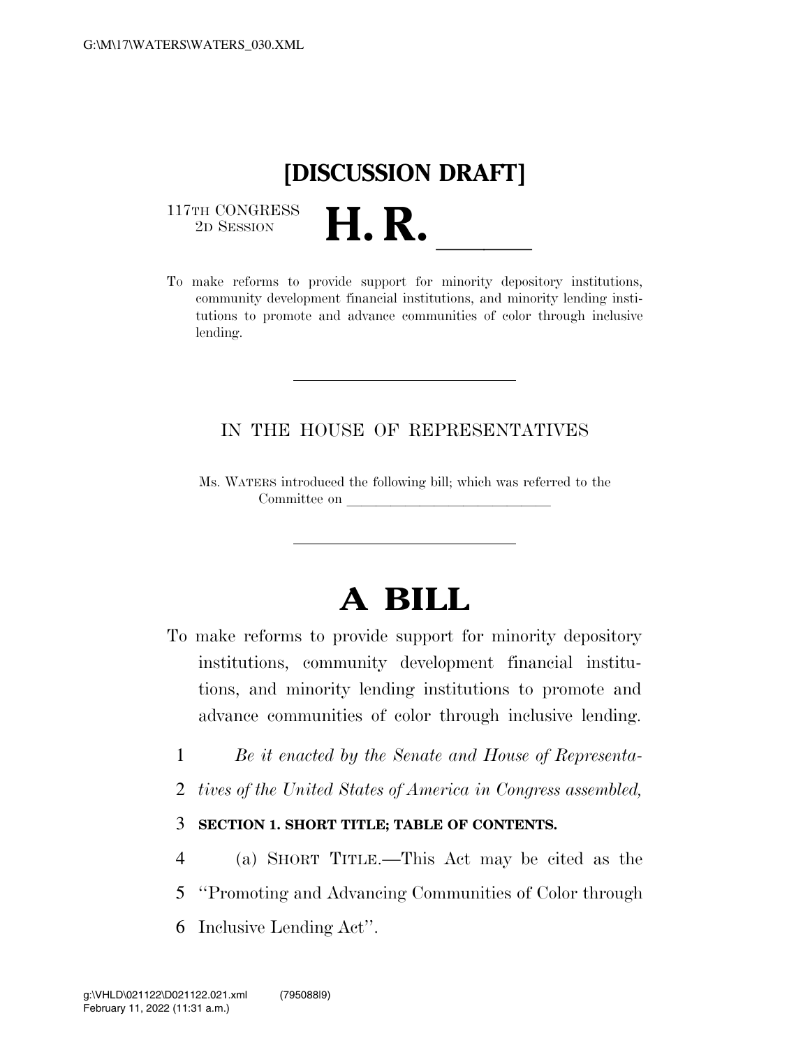# [DISCUSSION DRAFT]

117TH CONGRESS
2D SESSION

# H. R. ______

To make reforms to provide support for minority depository institutions, community development financial institutions, and minority lending institutions to promote and advance communities of color through inclusive lending.

---

IN THE HOUSE OF REPRESENTATIVES

Ms. WATERS introduced the following bill; which was referred to the Committee on ______________________________

---

# A BILL

To make reforms to provide support for minority depository institutions, community development financial institutions, and minority lending institutions to promote and advance communities of color through inclusive lending.

1 *Be it enacted by the Senate and House of Representa-*
2 *tives of the United States of America in Congress assembled,*

3 **SECTION 1. SHORT TITLE; TABLE OF CONTENTS.**

4 (a) SHORT TITLE.—This Act may be cited as the
5 ''Promoting and Advancing Communities of Color through
6 Inclusive Lending Act''.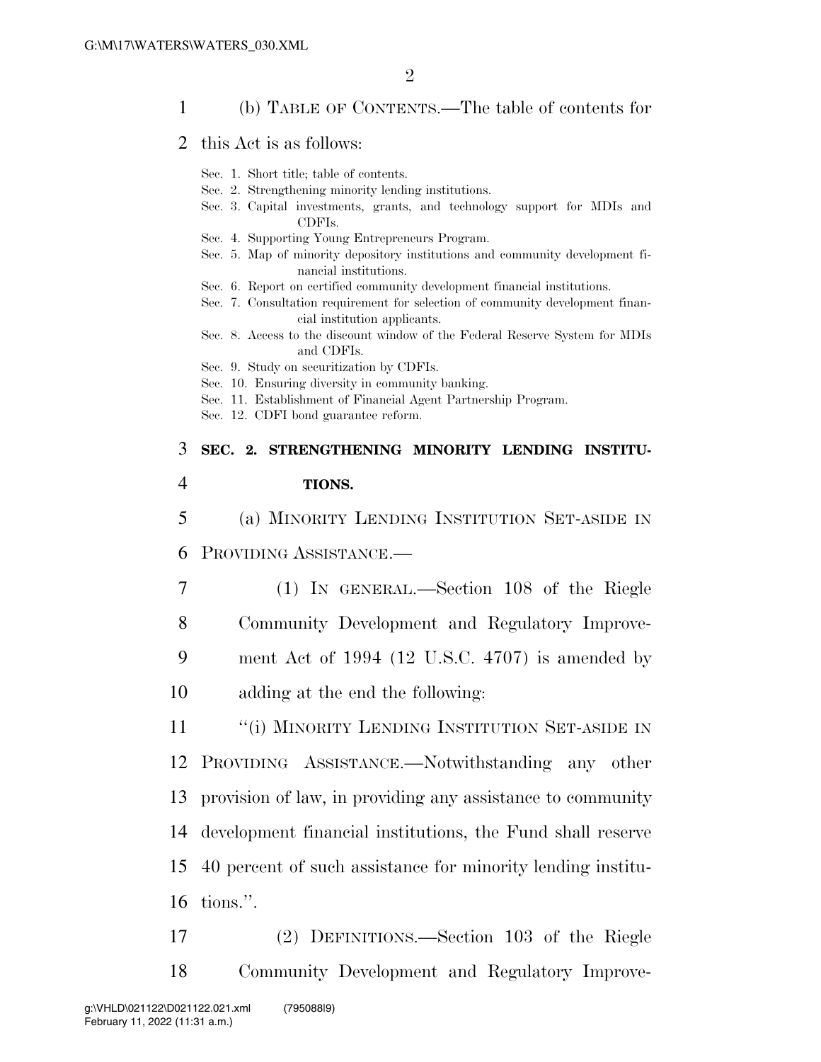(b) TABLE OF CONTENTS.—The table of contents for this Act is as follows:

Sec. 1. Short title; table of contents.
Sec. 2. Strengthening minority lending institutions.
Sec. 3. Capital investments, grants, and technology support for MDIs and CDFIs.
Sec. 4. Supporting Young Entrepreneurs Program.
Sec. 5. Map of minority depository institutions and community development financial institutions.
Sec. 6. Report on certified community development financial institutions.
Sec. 7. Consultation requirement for selection of community development financial institution applicants.
Sec. 8. Access to the discount window of the Federal Reserve System for MDIs and CDFIs.
Sec. 9. Study on securitization by CDFIs.
Sec. 10. Ensuring diversity in community banking.
Sec. 11. Establishment of Financial Agent Partnership Program.
Sec. 12. CDFI bond guarantee reform.

## SEC. 2. STRENGTHENING MINORITY LENDING INSTITUTIONS.

(a) MINORITY LENDING INSTITUTION SET-ASIDE IN PROVIDING ASSISTANCE.—

(1) IN GENERAL.—Section 108 of the Riegle Community Development and Regulatory Improvement Act of 1994 (12 U.S.C. 4707) is amended by adding at the end the following:

"(i) MINORITY LENDING INSTITUTION SET-ASIDE IN PROVIDING ASSISTANCE.—Notwithstanding any other provision of law, in providing any assistance to community development financial institutions, the Fund shall reserve 40 percent of such assistance for minority lending institutions.".

(2) DEFINITIONS.—Section 103 of the Riegle Community Development and Regulatory Improve-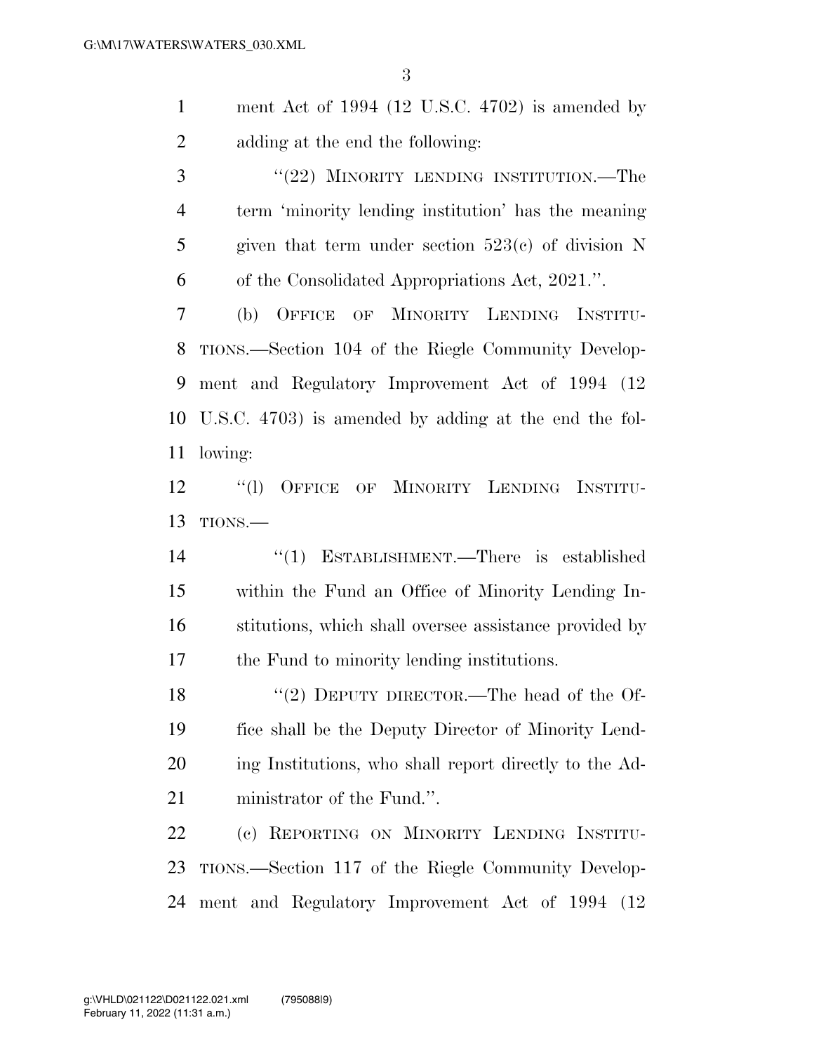ment Act of 1994 (12 U.S.C. 4702) is amended by adding at the end the following:

"(22) MINORITY LENDING INSTITUTION.—The term 'minority lending institution' has the meaning given that term under section 523(c) of division N of the Consolidated Appropriations Act, 2021.".

(b) OFFICE OF MINORITY LENDING INSTITUTIONS.—Section 104 of the Riegle Community Development and Regulatory Improvement Act of 1994 (12 U.S.C. 4703) is amended by adding at the end the following:

"(l) OFFICE OF MINORITY LENDING INSTITUTIONS.—

"(1) ESTABLISHMENT.—There is established within the Fund an Office of Minority Lending Institutions, which shall oversee assistance provided by the Fund to minority lending institutions.

"(2) DEPUTY DIRECTOR.—The head of the Office shall be the Deputy Director of Minority Lending Institutions, who shall report directly to the Administrator of the Fund.".

(c) REPORTING ON MINORITY LENDING INSTITUTIONS.—Section 117 of the Riegle Community Development and Regulatory Improvement Act of 1994 (12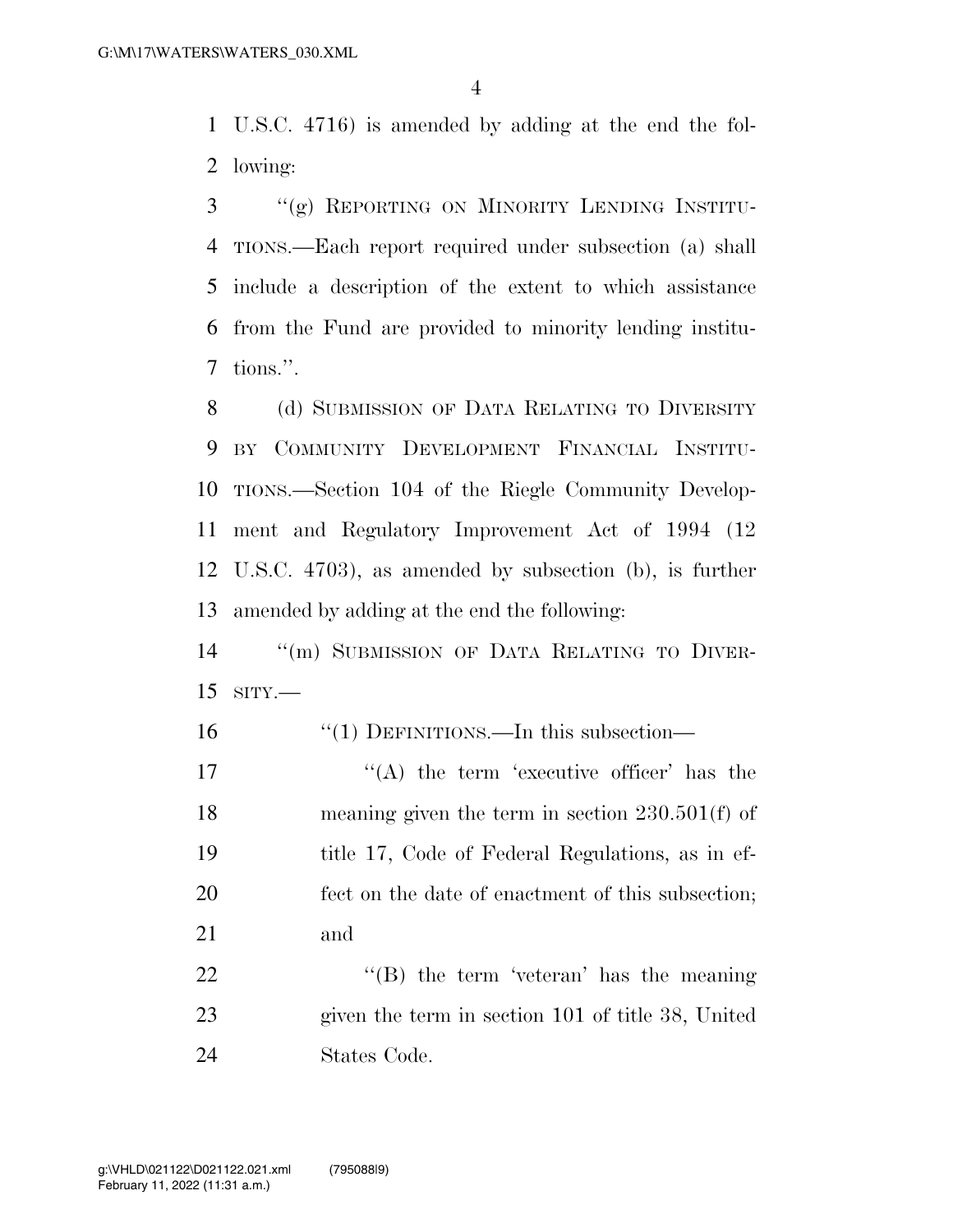U.S.C. 4716) is amended by adding at the end the following:

"(g) REPORTING ON MINORITY LENDING INSTITUTIONS.—Each report required under subsection (a) shall include a description of the extent to which assistance from the Fund are provided to minority lending institutions.".

(d) SUBMISSION OF DATA RELATING TO DIVERSITY BY COMMUNITY DEVELOPMENT FINANCIAL INSTITUTIONS.—Section 104 of the Riegle Community Development and Regulatory Improvement Act of 1994 (12 U.S.C. 4703), as amended by subsection (b), is further amended by adding at the end the following:

"(m) SUBMISSION OF DATA RELATING TO DIVERSITY.—

"(1) DEFINITIONS.—In this subsection—

"(A) the term 'executive officer' has the meaning given the term in section 230.501(f) of title 17, Code of Federal Regulations, as in effect on the date of enactment of this subsection; and

"(B) the term 'veteran' has the meaning given the term in section 101 of title 38, United States Code.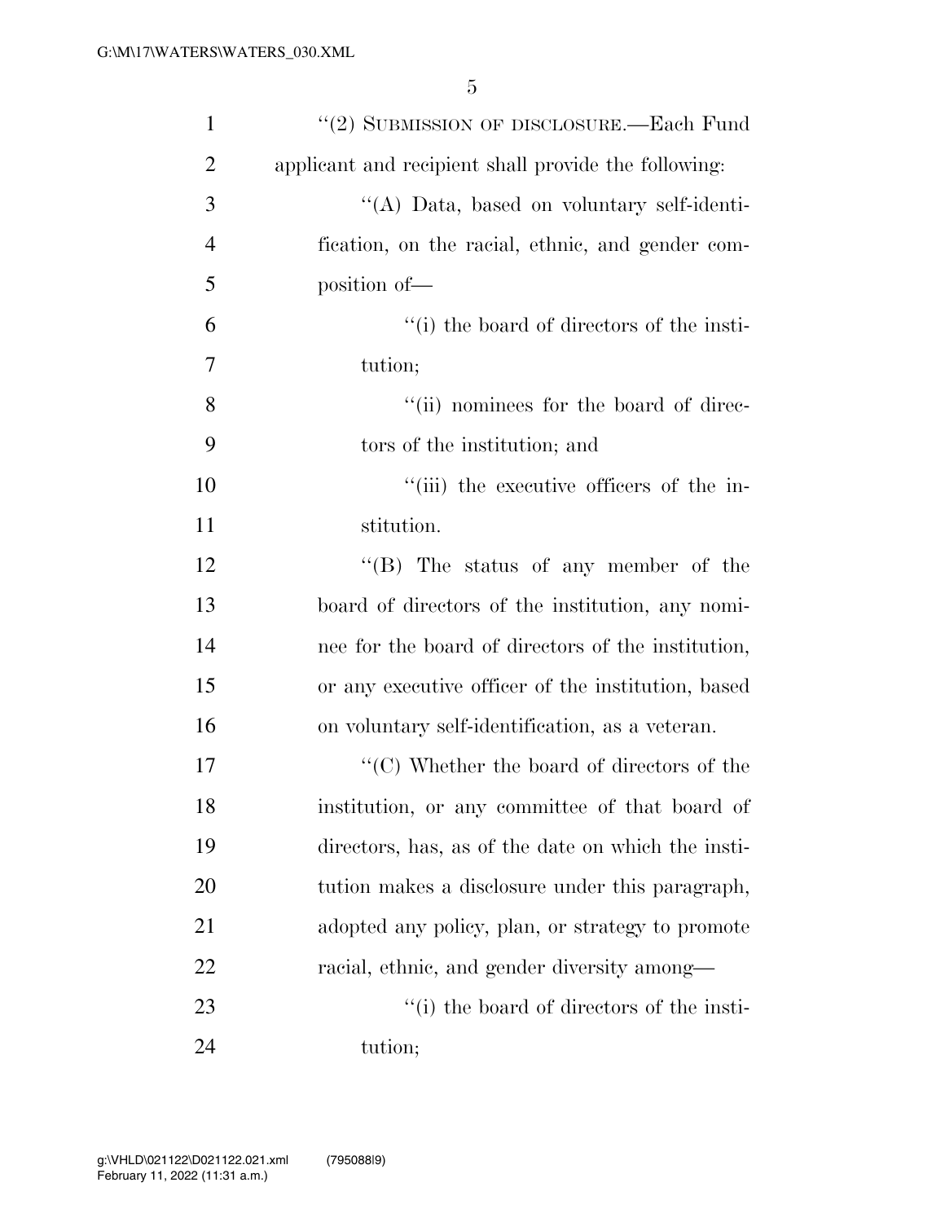''(2) SUBMISSION OF DISCLOSURE.—Each Fund applicant and recipient shall provide the following:

''(A) Data, based on voluntary self-identification, on the racial, ethnic, and gender composition of—

''(i) the board of directors of the institution;

''(ii) nominees for the board of directors of the institution; and

''(iii) the executive officers of the institution.

''(B) The status of any member of the board of directors of the institution, any nominee for the board of directors of the institution, or any executive officer of the institution, based on voluntary self-identification, as a veteran.

''(C) Whether the board of directors of the institution, or any committee of that board of directors, has, as of the date on which the institution makes a disclosure under this paragraph, adopted any policy, plan, or strategy to promote racial, ethnic, and gender diversity among—

''(i) the board of directors of the institution;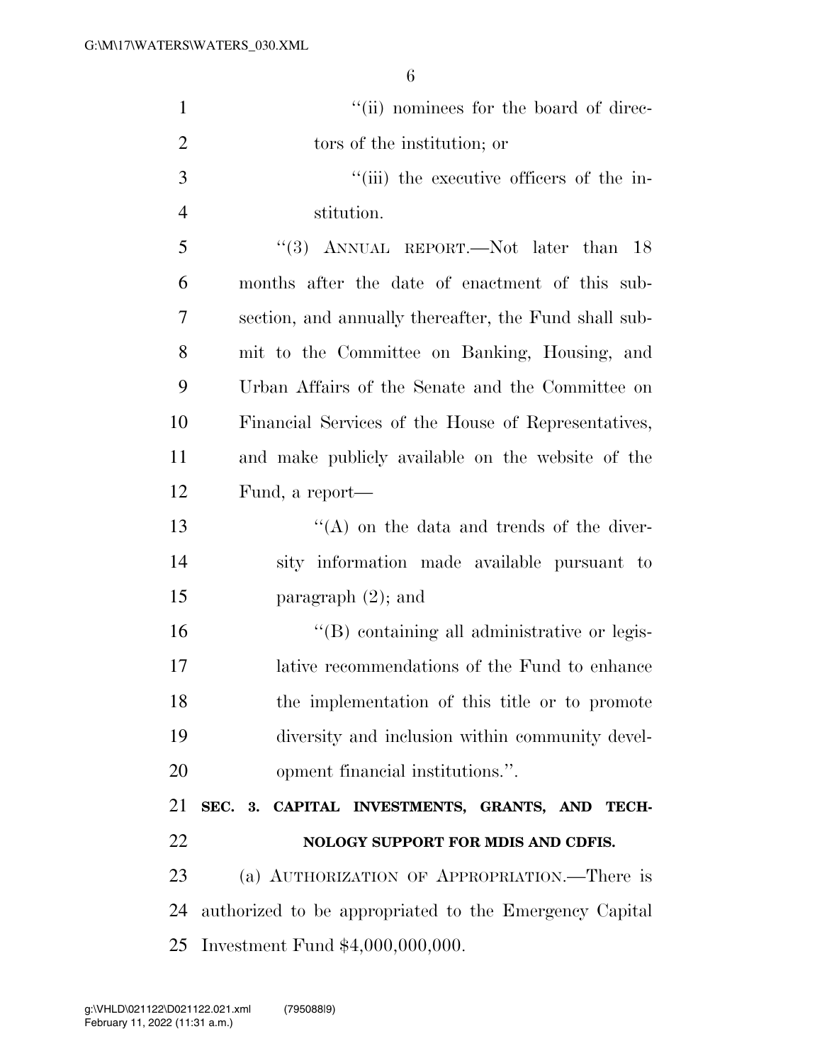''(ii) nominees for the board of directors of the institution; or

''(iii) the executive officers of the institution.

''(3) ANNUAL REPORT.—Not later than 18 months after the date of enactment of this subsection, and annually thereafter, the Fund shall submit to the Committee on Banking, Housing, and Urban Affairs of the Senate and the Committee on Financial Services of the House of Representatives, and make publicly available on the website of the Fund, a report—

''(A) on the data and trends of the diversity information made available pursuant to paragraph (2); and

''(B) containing all administrative or legislative recommendations of the Fund to enhance the implementation of this title or to promote diversity and inclusion within community development financial institutions.''.

**SEC. 3. CAPITAL INVESTMENTS, GRANTS, AND TECHNOLOGY SUPPORT FOR MDIS AND CDFIS.**

(a) AUTHORIZATION OF APPROPRIATION.—There is authorized to be appropriated to the Emergency Capital Investment Fund $4,000,000,000.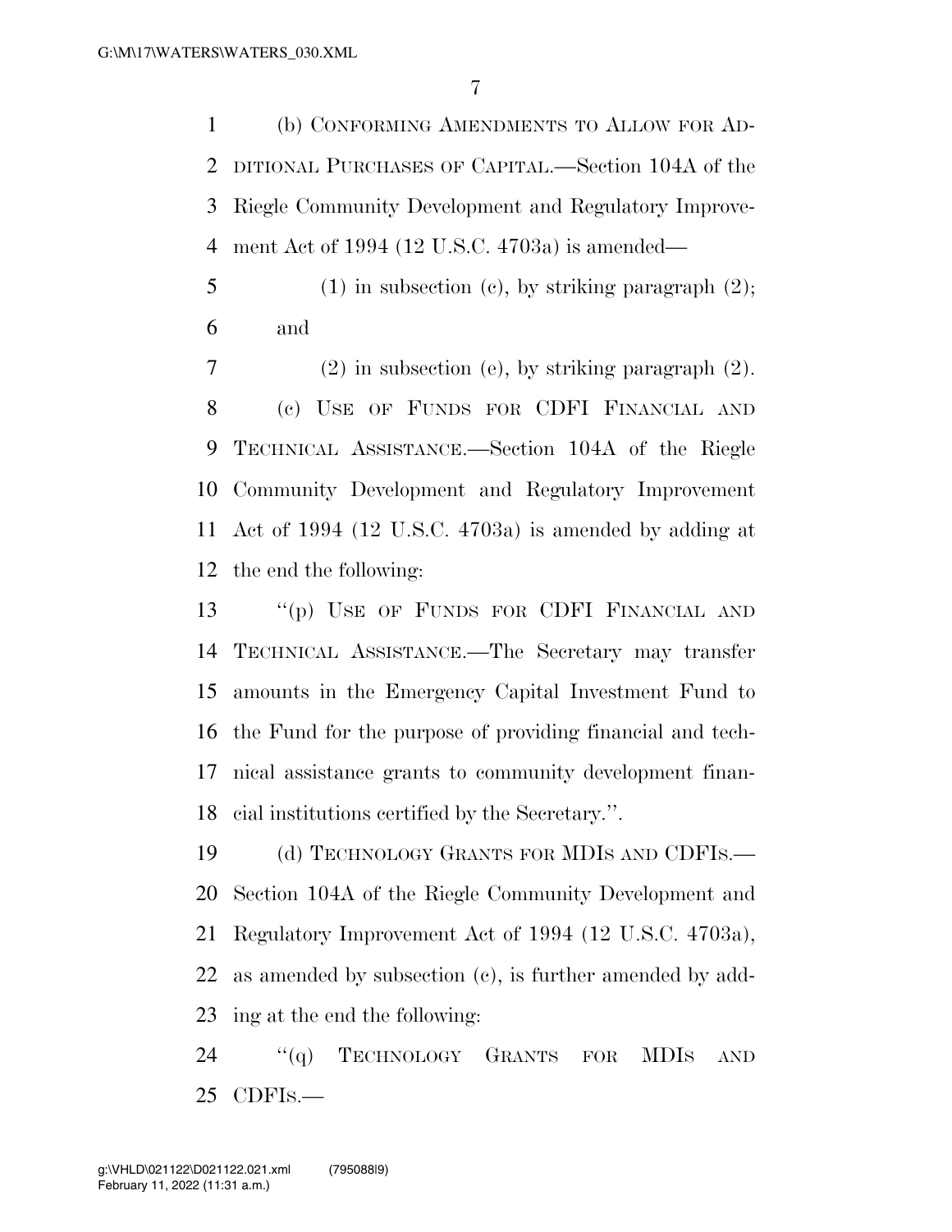(b) CONFORMING AMENDMENTS TO ALLOW FOR ADDITIONAL PURCHASES OF CAPITAL.—Section 104A of the Riegle Community Development and Regulatory Improvement Act of 1994 (12 U.S.C. 4703a) is amended—

(1) in subsection (c), by striking paragraph (2); and

(2) in subsection (e), by striking paragraph (2).

(c) USE OF FUNDS FOR CDFI FINANCIAL AND TECHNICAL ASSISTANCE.—Section 104A of the Riegle Community Development and Regulatory Improvement Act of 1994 (12 U.S.C. 4703a) is amended by adding at the end the following:

"(p) USE OF FUNDS FOR CDFI FINANCIAL AND TECHNICAL ASSISTANCE.—The Secretary may transfer amounts in the Emergency Capital Investment Fund to the Fund for the purpose of providing financial and technical assistance grants to community development financial institutions certified by the Secretary.".

(d) TECHNOLOGY GRANTS FOR MDIS AND CDFIS.—Section 104A of the Riegle Community Development and Regulatory Improvement Act of 1994 (12 U.S.C. 4703a), as amended by subsection (c), is further amended by adding at the end the following:

"(q) TECHNOLOGY GRANTS FOR MDIS AND CDFIS.—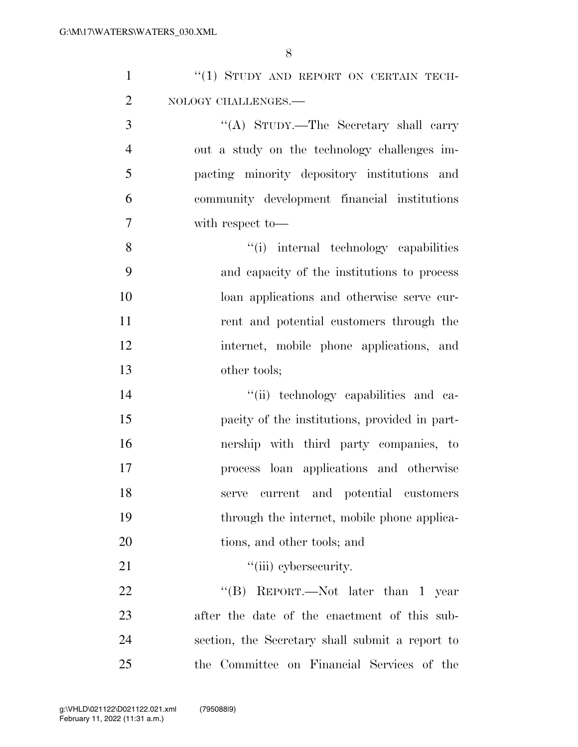"(1) STUDY AND REPORT ON CERTAIN TECHNOLOGY CHALLENGES.—

"(A) STUDY.—The Secretary shall carry out a study on the technology challenges impacting minority depository institutions and community development financial institutions with respect to—

"(i) internal technology capabilities and capacity of the institutions to process loan applications and otherwise serve current and potential customers through the internet, mobile phone applications, and other tools;

"(ii) technology capabilities and capacity of the institutions, provided in partnership with third party companies, to process loan applications and otherwise serve current and potential customers through the internet, mobile phone applications, and other tools; and

"(iii) cybersecurity.

"(B) REPORT.—Not later than 1 year after the date of the enactment of this subsection, the Secretary shall submit a report to the Committee on Financial Services of the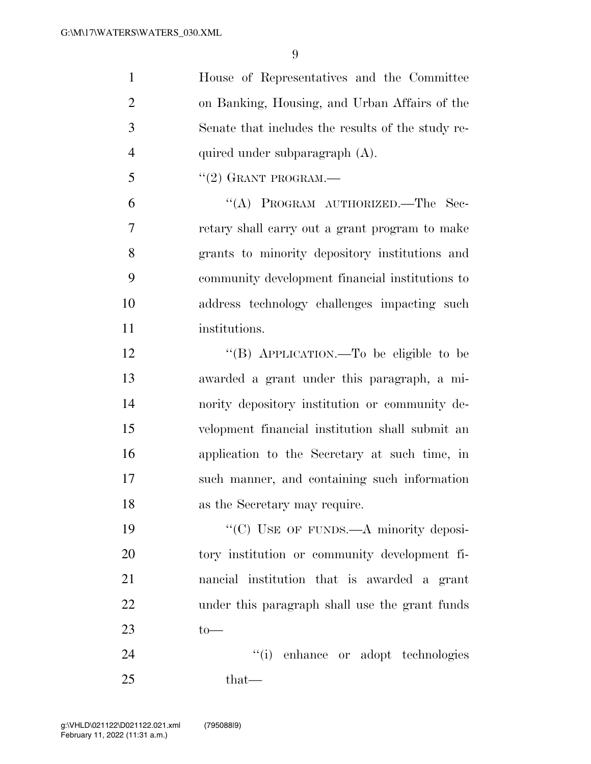House of Representatives and the Committee on Banking, Housing, and Urban Affairs of the Senate that includes the results of the study required under subparagraph (A).

"(2) GRANT PROGRAM.—

"(A) PROGRAM AUTHORIZED.—The Secretary shall carry out a grant program to make grants to minority depository institutions and community development financial institutions to address technology challenges impacting such institutions.

"(B) APPLICATION.—To be eligible to be awarded a grant under this paragraph, a minority depository institution or community development financial institution shall submit an application to the Secretary at such time, in such manner, and containing such information as the Secretary may require.

"(C) USE OF FUNDS.—A minority depository institution or community development financial institution that is awarded a grant under this paragraph shall use the grant funds to—

"(i) enhance or adopt technologies that—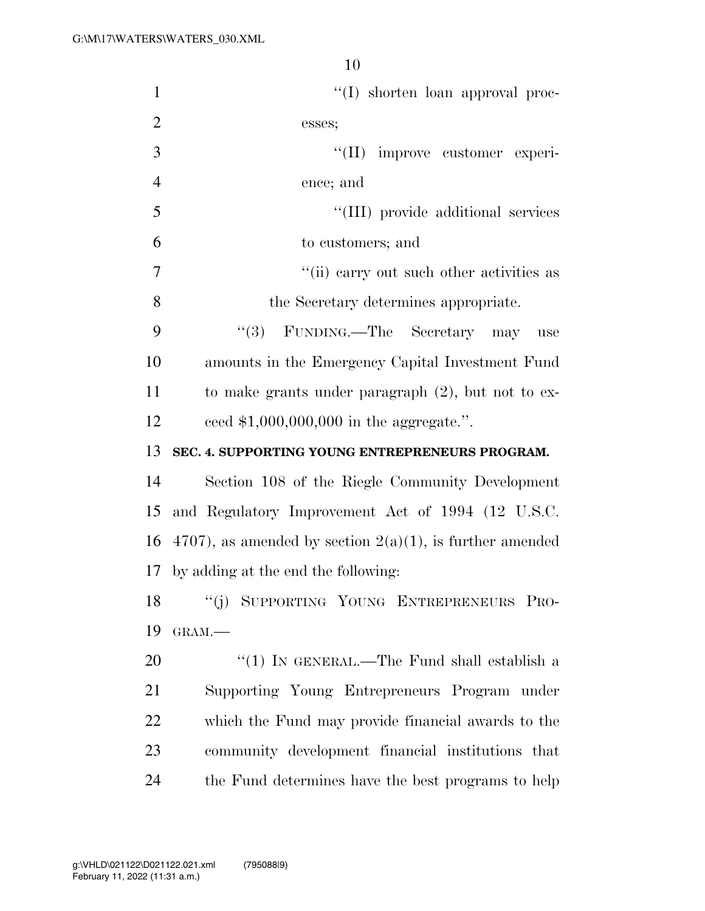"(I) shorten loan approval processes;

"(II) improve customer experience; and

"(III) provide additional services to customers; and

"(ii) carry out such other activities as the Secretary determines appropriate.

"(3) FUNDING.—The Secretary may use amounts in the Emergency Capital Investment Fund to make grants under paragraph (2), but not to exceed $1,000,000,000 in the aggregate.".

**SEC. 4. SUPPORTING YOUNG ENTREPRENEURS PROGRAM.**

Section 108 of the Riegle Community Development and Regulatory Improvement Act of 1994 (12 U.S.C. 4707), as amended by section 2(a)(1), is further amended by adding at the end the following:

"(j) SUPPORTING YOUNG ENTREPRENEURS PROGRAM.—

"(1) IN GENERAL.—The Fund shall establish a Supporting Young Entrepreneurs Program under which the Fund may provide financial awards to the community development financial institutions that the Fund determines have the best programs to help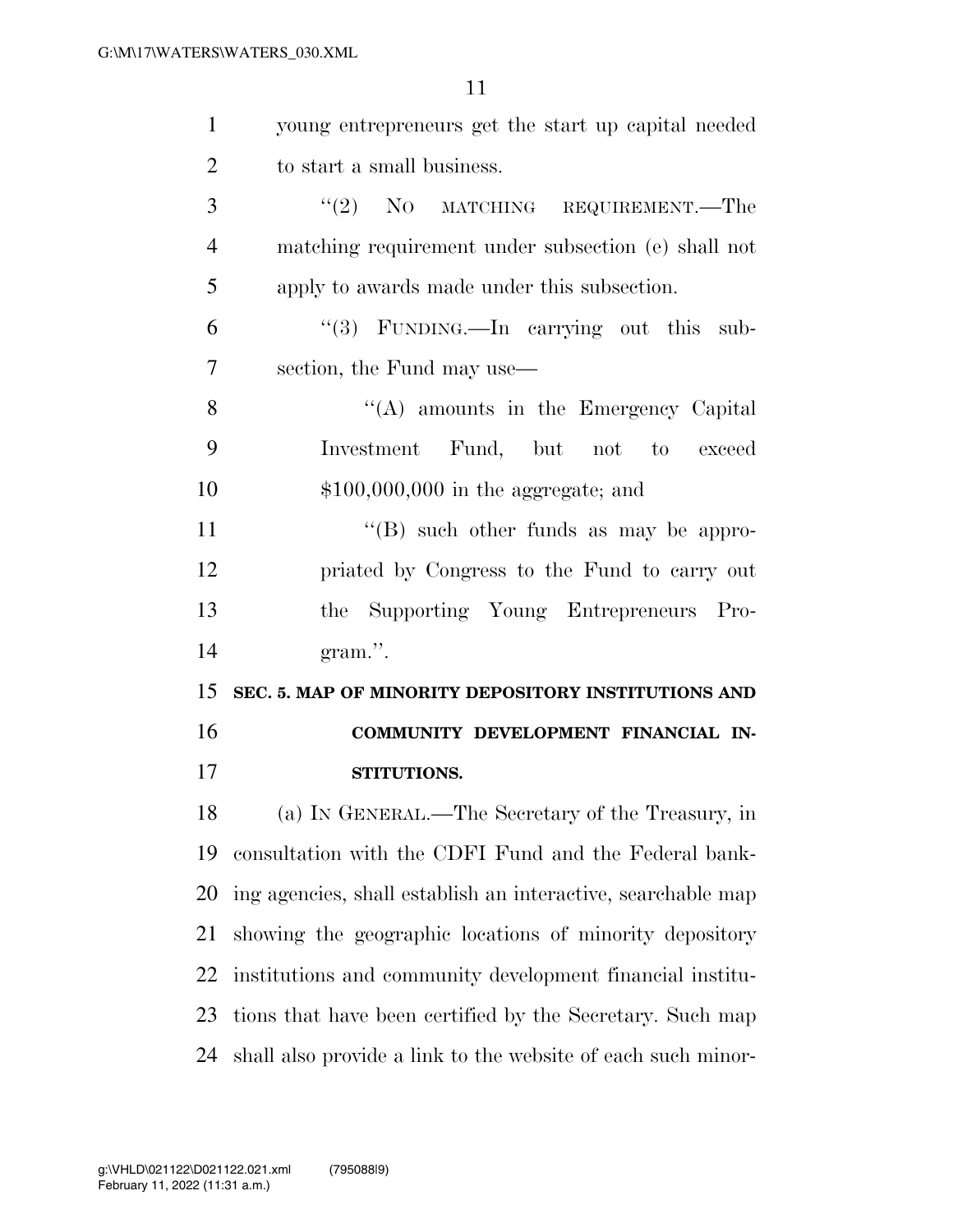young entrepreneurs get the start up capital needed to start a small business.

"(2) NO MATCHING REQUIREMENT.—The matching requirement under subsection (e) shall not apply to awards made under this subsection.

"(3) FUNDING.—In carrying out this subsection, the Fund may use—

"(A) amounts in the Emergency Capital Investment Fund, but not to exceed $100,000,000 in the aggregate; and

"(B) such other funds as may be appropriated by Congress to the Fund to carry out the Supporting Young Entrepreneurs Program.".

**SEC. 5. MAP OF MINORITY DEPOSITORY INSTITUTIONS AND COMMUNITY DEVELOPMENT FINANCIAL INSTITUTIONS.**

(a) IN GENERAL.—The Secretary of the Treasury, in consultation with the CDFI Fund and the Federal banking agencies, shall establish an interactive, searchable map showing the geographic locations of minority depository institutions and community development financial institutions that have been certified by the Secretary. Such map shall also provide a link to the website of each such minor-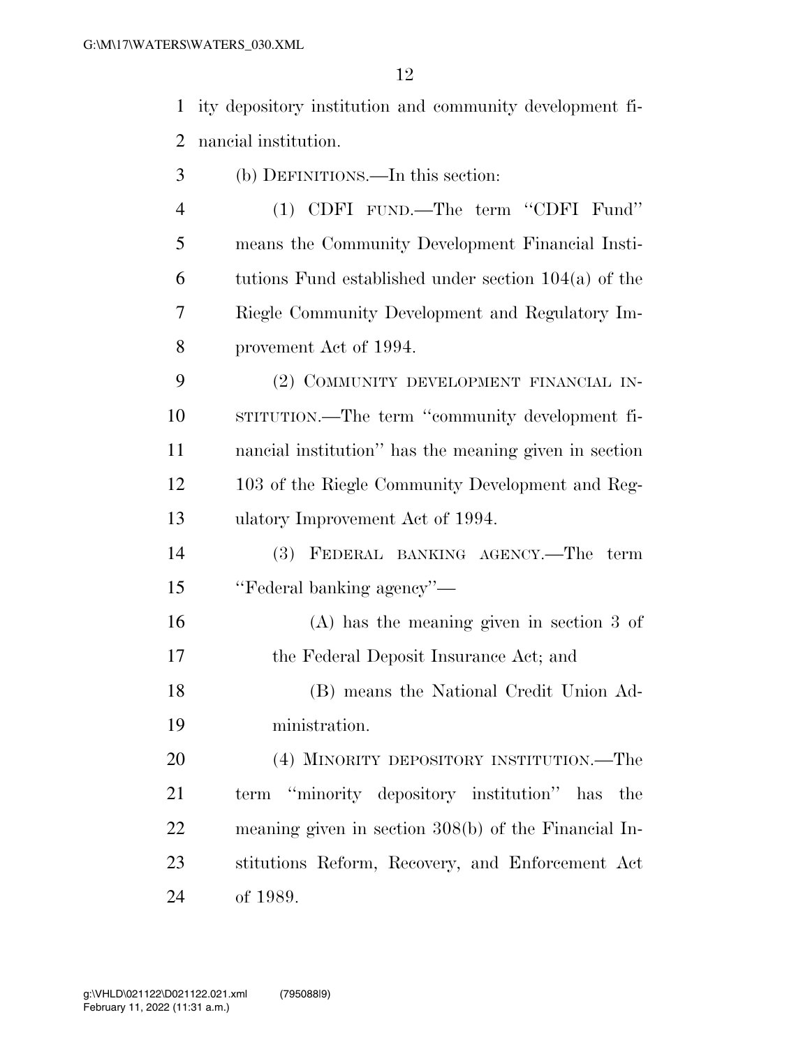ity depository institution and community development financial institution.

(b) DEFINITIONS.—In this section:

(1) CDFI FUND.—The term ''CDFI Fund'' means the Community Development Financial Institutions Fund established under section 104(a) of the Riegle Community Development and Regulatory Improvement Act of 1994.

(2) COMMUNITY DEVELOPMENT FINANCIAL INSTITUTION.—The term ''community development financial institution'' has the meaning given in section 103 of the Riegle Community Development and Regulatory Improvement Act of 1994.

(3) FEDERAL BANKING AGENCY.—The term ''Federal banking agency''—

(A) has the meaning given in section 3 of the Federal Deposit Insurance Act; and

(B) means the National Credit Union Administration.

(4) MINORITY DEPOSITORY INSTITUTION.—The term ''minority depository institution'' has the meaning given in section 308(b) of the Financial Institutions Reform, Recovery, and Enforcement Act of 1989.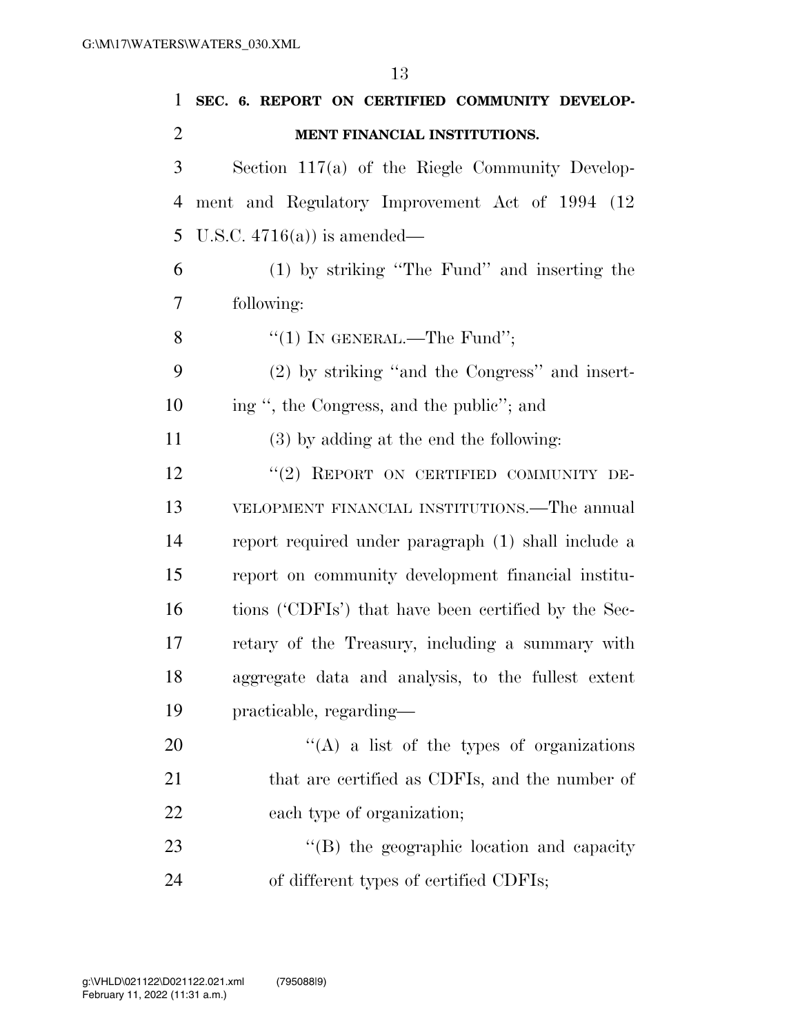**SEC. 6. REPORT ON CERTIFIED COMMUNITY DEVELOPMENT FINANCIAL INSTITUTIONS.**

Section 117(a) of the Riegle Community Development and Regulatory Improvement Act of 1994 (12 U.S.C. 4716(a)) is amended—

(1) by striking ''The Fund'' and inserting the following:

''(1) IN GENERAL.—The Fund'';

(2) by striking ''and the Congress'' and inserting '', the Congress, and the public''; and

(3) by adding at the end the following:

''(2) REPORT ON CERTIFIED COMMUNITY DEVELOPMENT FINANCIAL INSTITUTIONS.—The annual report required under paragraph (1) shall include a report on community development financial institutions ('CDFIs') that have been certified by the Secretary of the Treasury, including a summary with aggregate data and analysis, to the fullest extent practicable, regarding—

''(A) a list of the types of organizations that are certified as CDFIs, and the number of each type of organization;

''(B) the geographic location and capacity of different types of certified CDFIs;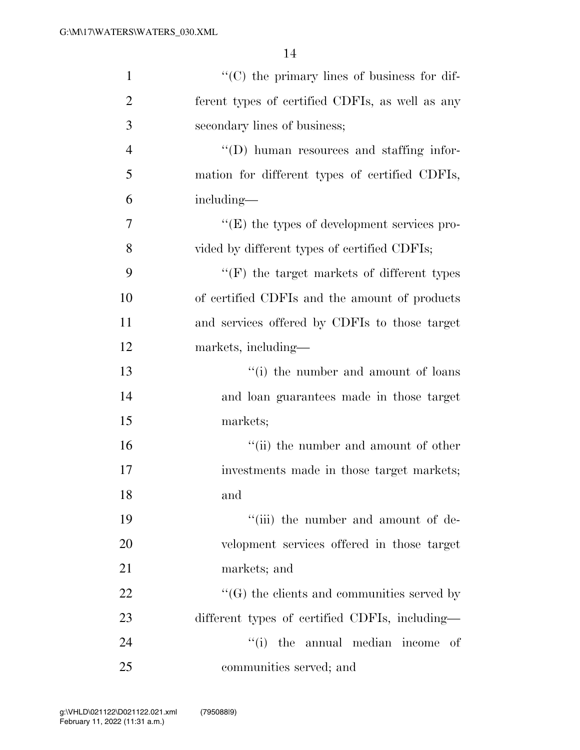''(C) the primary lines of business for different types of certified CDFIs, as well as any secondary lines of business;

''(D) human resources and staffing information for different types of certified CDFIs, including—

''(E) the types of development services provided by different types of certified CDFIs;

''(F) the target markets of different types of certified CDFIs and the amount of products and services offered by CDFIs to those target markets, including—

''(i) the number and amount of loans and loan guarantees made in those target markets;

''(ii) the number and amount of other investments made in those target markets; and

''(iii) the number and amount of development services offered in those target markets; and

''(G) the clients and communities served by different types of certified CDFIs, including—

''(i) the annual median income of communities served; and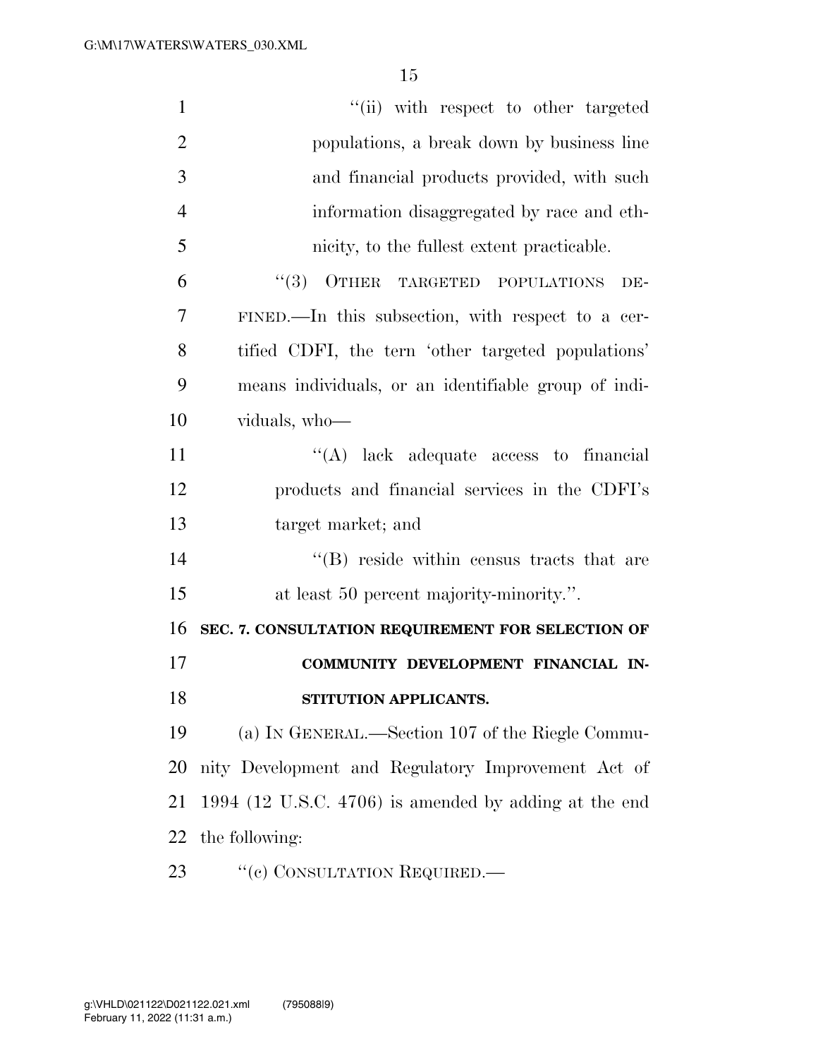"(ii) with respect to other targeted populations, a break down by business line and financial products provided, with such information disaggregated by race and ethnicity, to the fullest extent practicable.

"(3) OTHER TARGETED POPULATIONS DEFINED.—In this subsection, with respect to a certified CDFI, the tern 'other targeted populations' means individuals, or an identifiable group of individuals, who—

"(A) lack adequate access to financial products and financial services in the CDFI's target market; and

"(B) reside within census tracts that are at least 50 percent majority-minority.".

**SEC. 7. CONSULTATION REQUIREMENT FOR SELECTION OF COMMUNITY DEVELOPMENT FINANCIAL INSTITUTION APPLICANTS.**

(a) IN GENERAL.—Section 107 of the Riegle Community Development and Regulatory Improvement Act of 1994 (12 U.S.C. 4706) is amended by adding at the end the following:

"(c) CONSULTATION REQUIRED.—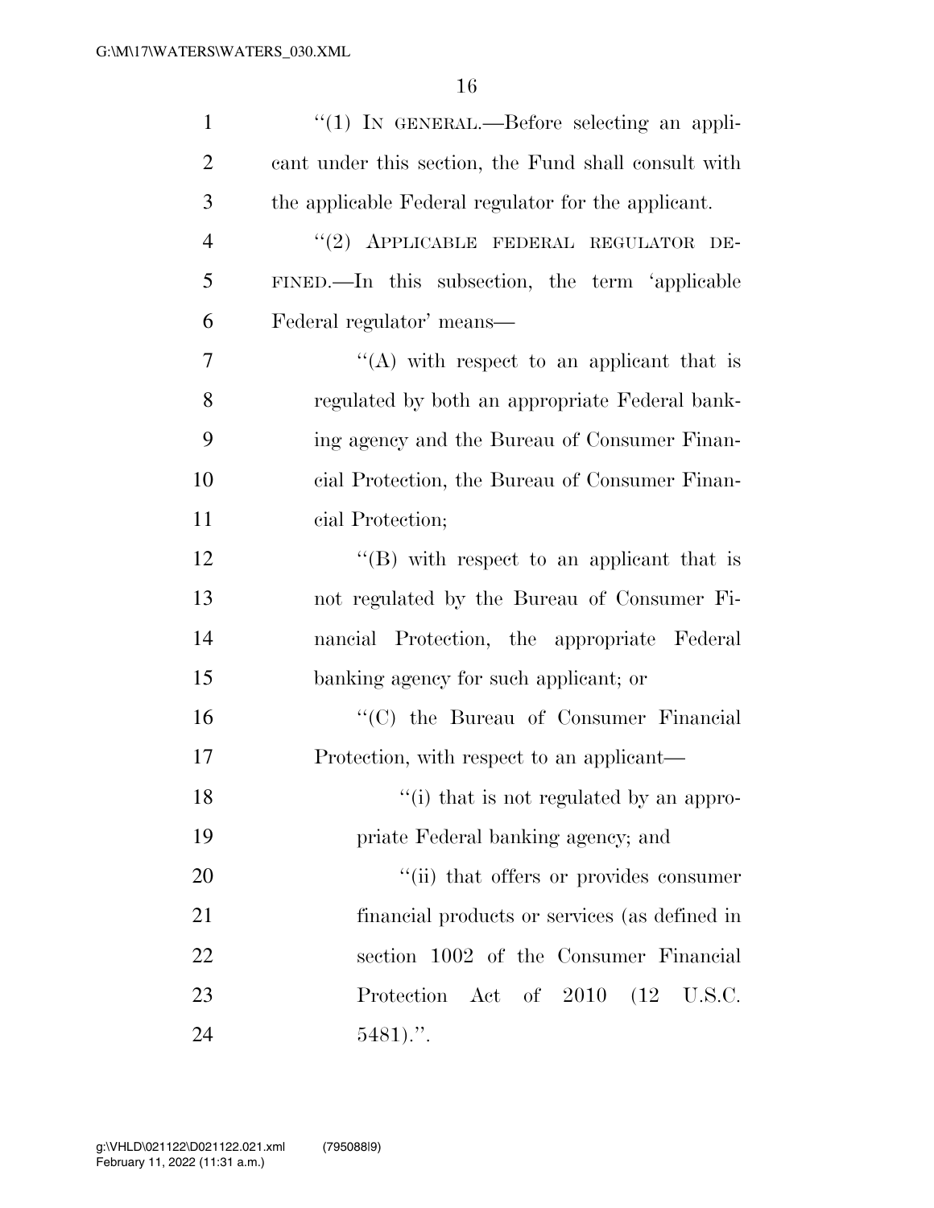"(1) IN GENERAL.—Before selecting an applicant under this section, the Fund shall consult with the applicable Federal regulator for the applicant.

"(2) APPLICABLE FEDERAL REGULATOR DEFINED.—In this subsection, the term 'applicable Federal regulator' means—

"(A) with respect to an applicant that is regulated by both an appropriate Federal banking agency and the Bureau of Consumer Financial Protection, the Bureau of Consumer Financial Protection;

"(B) with respect to an applicant that is not regulated by the Bureau of Consumer Financial Protection, the appropriate Federal banking agency for such applicant; or

"(C) the Bureau of Consumer Financial Protection, with respect to an applicant—

"(i) that is not regulated by an appropriate Federal banking agency; and

"(ii) that offers or provides consumer financial products or services (as defined in section 1002 of the Consumer Financial Protection Act of 2010 (12 U.S.C. 5481).".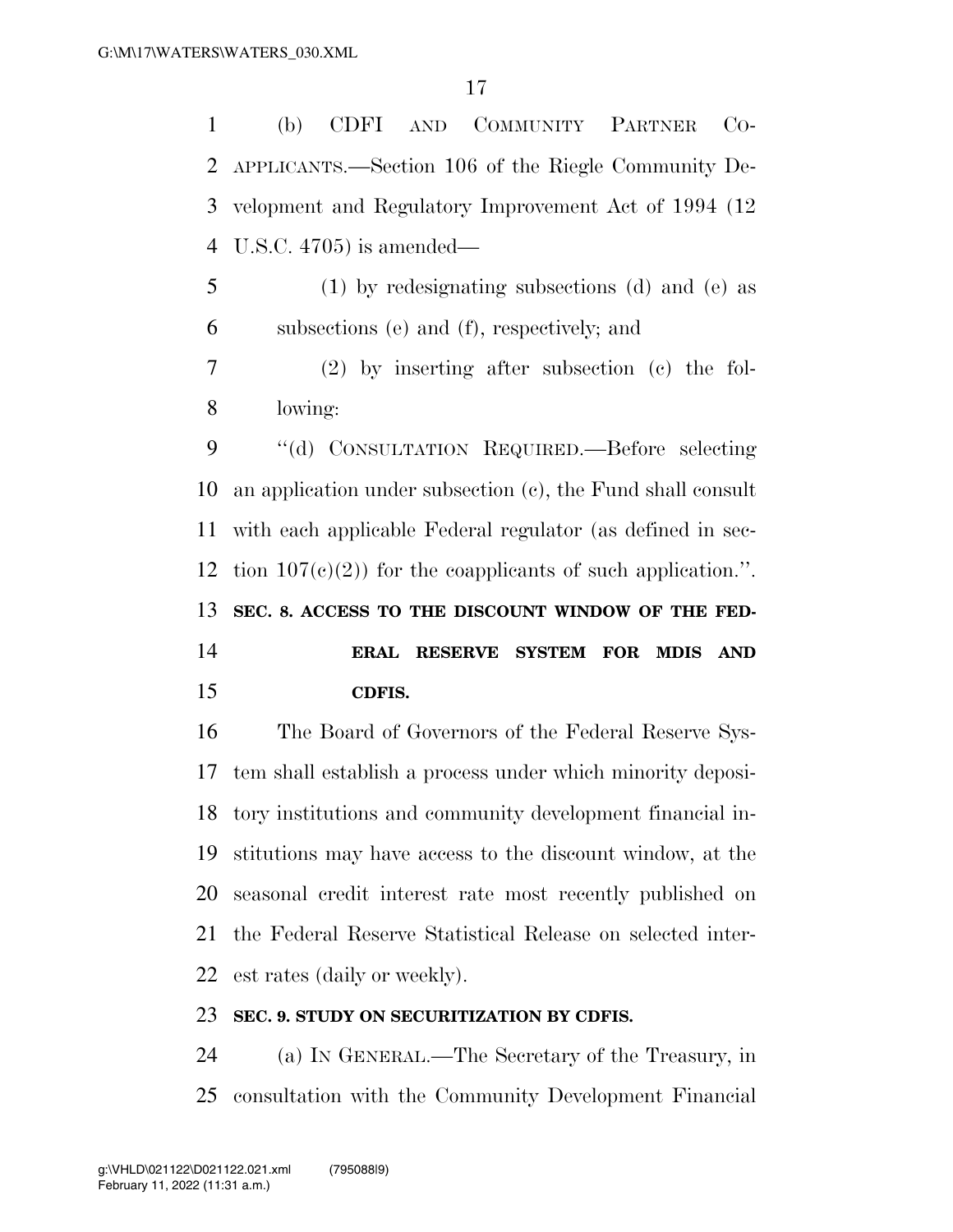(b) CDFI AND COMMUNITY PARTNER CO-APPLICANTS.—Section 106 of the Riegle Community Development and Regulatory Improvement Act of 1994 (12 U.S.C. 4705) is amended—

(1) by redesignating subsections (d) and (e) as subsections (e) and (f), respectively; and

(2) by inserting after subsection (c) the following:

"(d) CONSULTATION REQUIRED.—Before selecting an application under subsection (c), the Fund shall consult with each applicable Federal regulator (as defined in section 107(c)(2)) for the coapplicants of such application.".

## SEC. 8. ACCESS TO THE DISCOUNT WINDOW OF THE FEDERAL RESERVE SYSTEM FOR MDIS AND CDFIS.

The Board of Governors of the Federal Reserve System shall establish a process under which minority depository institutions and community development financial institutions may have access to the discount window, at the seasonal credit interest rate most recently published on the Federal Reserve Statistical Release on selected interest rates (daily or weekly).

## SEC. 9. STUDY ON SECURITIZATION BY CDFIS.

(a) IN GENERAL.—The Secretary of the Treasury, in consultation with the Community Development Financial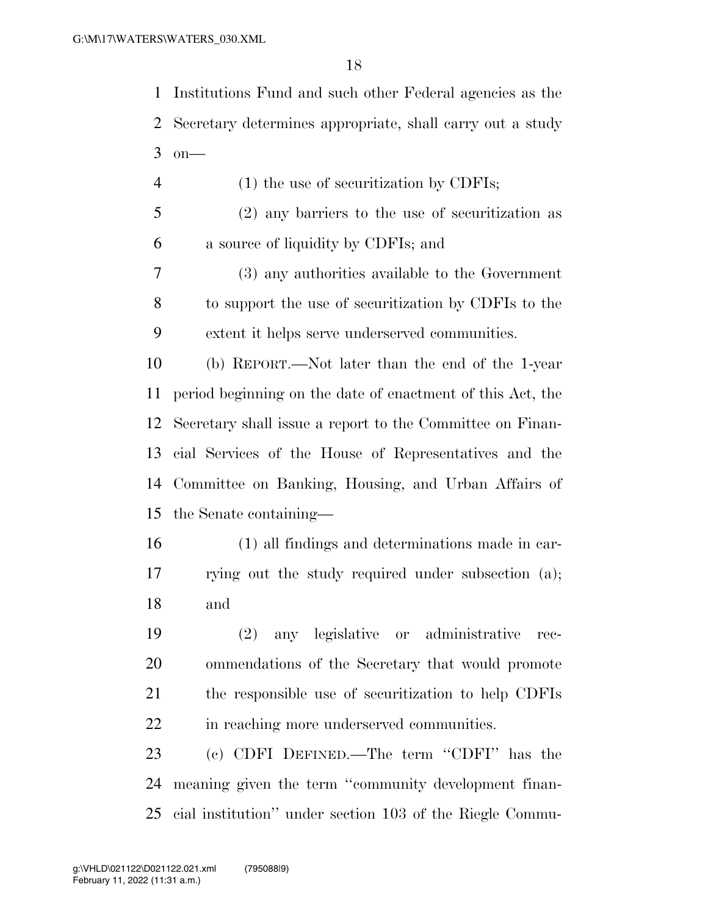Institutions Fund and such other Federal agencies as the Secretary determines appropriate, shall carry out a study on—

(1) the use of securitization by CDFIs;

(2) any barriers to the use of securitization as a source of liquidity by CDFIs; and

(3) any authorities available to the Government to support the use of securitization by CDFIs to the extent it helps serve underserved communities.

(b) REPORT.—Not later than the end of the 1-year period beginning on the date of enactment of this Act, the Secretary shall issue a report to the Committee on Financial Services of the House of Representatives and the Committee on Banking, Housing, and Urban Affairs of the Senate containing—

(1) all findings and determinations made in carrying out the study required under subsection (a); and

(2) any legislative or administrative recommendations of the Secretary that would promote the responsible use of securitization to help CDFIs in reaching more underserved communities.

(c) CDFI DEFINED.—The term "CDFI" has the meaning given the term "community development financial institution" under section 103 of the Riegle Commu-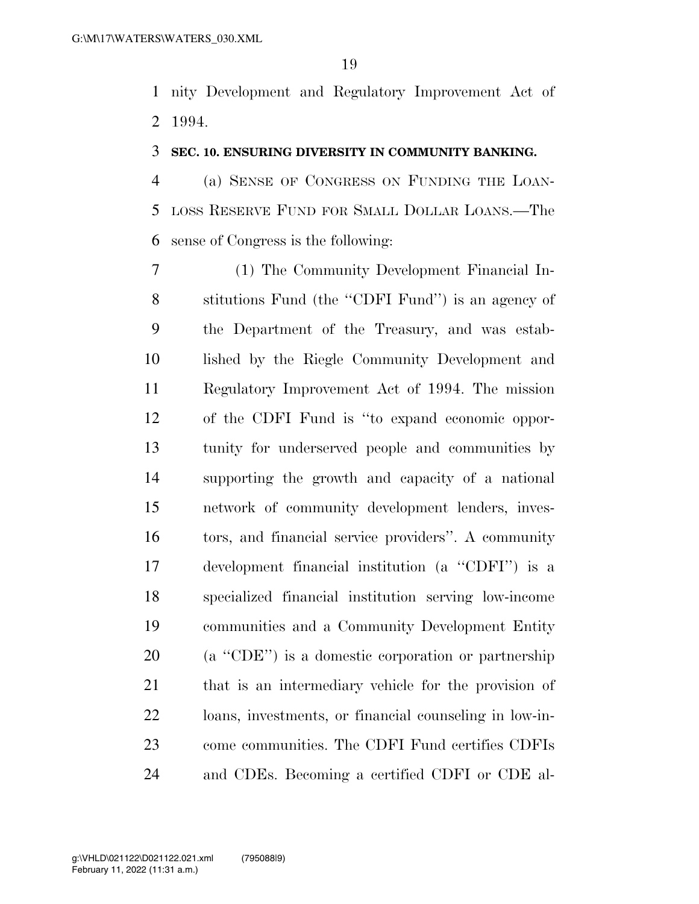nity Development and Regulatory Improvement Act of 1994.

**SEC. 10. ENSURING DIVERSITY IN COMMUNITY BANKING.**

(a) SENSE OF CONGRESS ON FUNDING THE LOAN-LOSS RESERVE FUND FOR SMALL DOLLAR LOANS.—The sense of Congress is the following:

(1) The Community Development Financial Institutions Fund (the ''CDFI Fund'') is an agency of the Department of the Treasury, and was established by the Riegle Community Development and Regulatory Improvement Act of 1994. The mission of the CDFI Fund is ''to expand economic opportunity for underserved people and communities by supporting the growth and capacity of a national network of community development lenders, investors, and financial service providers''. A community development financial institution (a ''CDFI'') is a specialized financial institution serving low-income communities and a Community Development Entity (a ''CDE'') is a domestic corporation or partnership that is an intermediary vehicle for the provision of loans, investments, or financial counseling in low-income communities. The CDFI Fund certifies CDFIs and CDEs. Becoming a certified CDFI or CDE al-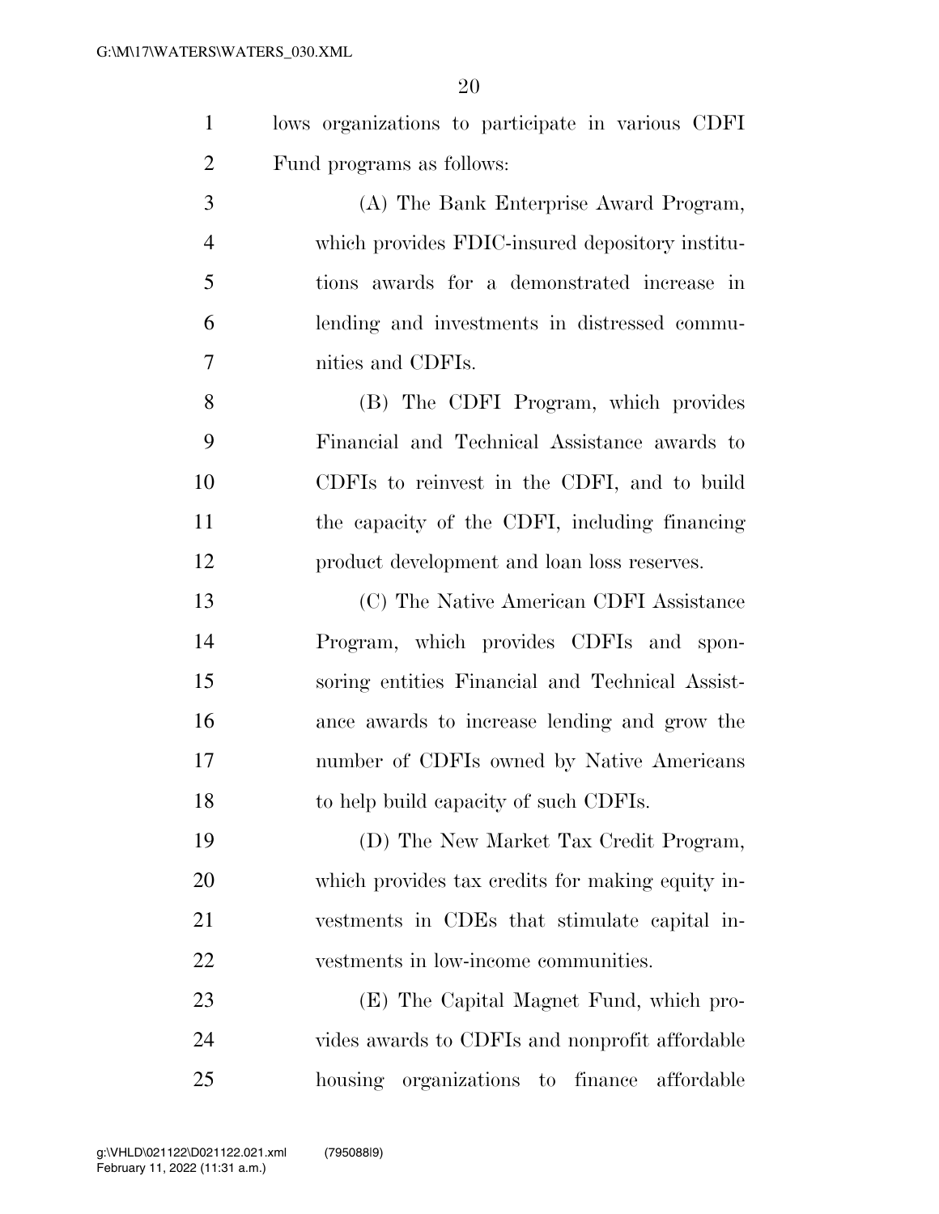lows organizations to participate in various CDFI Fund programs as follows:

(A) The Bank Enterprise Award Program, which provides FDIC-insured depository institutions awards for a demonstrated increase in lending and investments in distressed communities and CDFIs.

(B) The CDFI Program, which provides Financial and Technical Assistance awards to CDFIs to reinvest in the CDFI, and to build the capacity of the CDFI, including financing product development and loan loss reserves.

(C) The Native American CDFI Assistance Program, which provides CDFIs and sponsoring entities Financial and Technical Assistance awards to increase lending and grow the number of CDFIs owned by Native Americans to help build capacity of such CDFIs.

(D) The New Market Tax Credit Program, which provides tax credits for making equity investments in CDEs that stimulate capital investments in low-income communities.

(E) The Capital Magnet Fund, which provides awards to CDFIs and nonprofit affordable housing organizations to finance affordable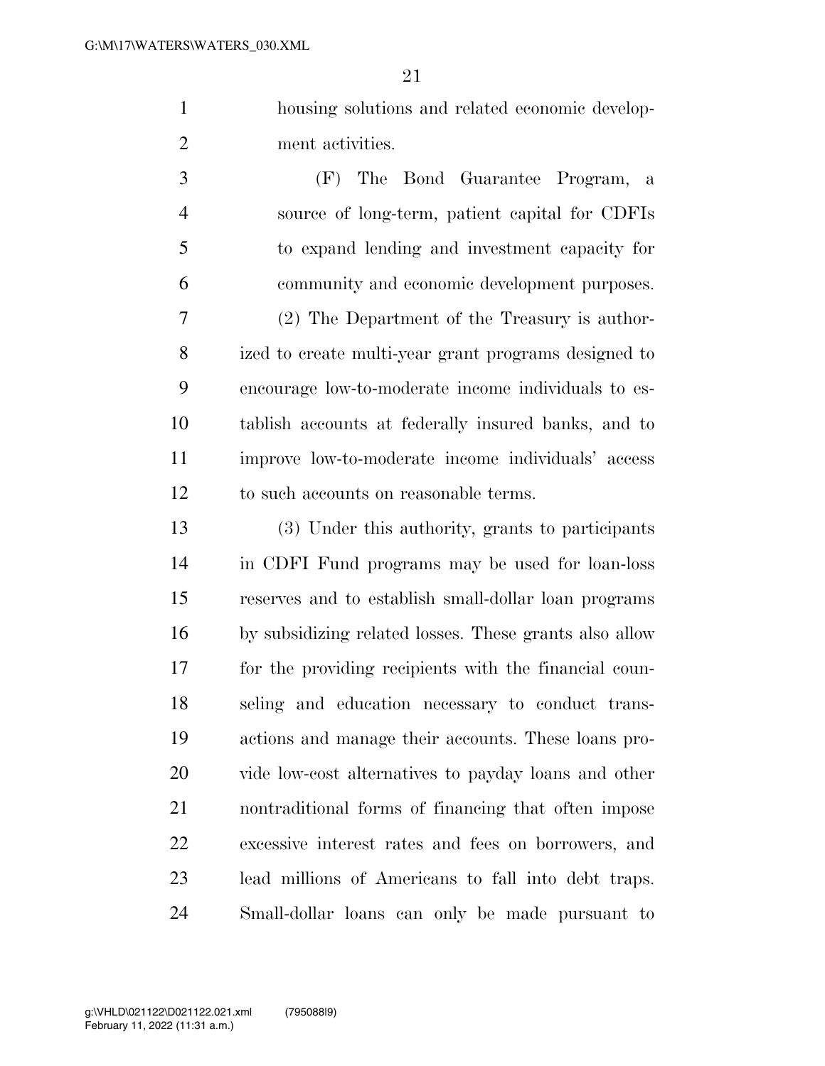housing solutions and related economic development activities.

(F) The Bond Guarantee Program, a source of long-term, patient capital for CDFIs to expand lending and investment capacity for community and economic development purposes.

(2) The Department of the Treasury is authorized to create multi-year grant programs designed to encourage low-to-moderate income individuals to establish accounts at federally insured banks, and to improve low-to-moderate income individuals' access to such accounts on reasonable terms.

(3) Under this authority, grants to participants in CDFI Fund programs may be used for loan-loss reserves and to establish small-dollar loan programs by subsidizing related losses. These grants also allow for the providing recipients with the financial counseling and education necessary to conduct transactions and manage their accounts. These loans provide low-cost alternatives to payday loans and other nontraditional forms of financing that often impose excessive interest rates and fees on borrowers, and lead millions of Americans to fall into debt traps. Small-dollar loans can only be made pursuant to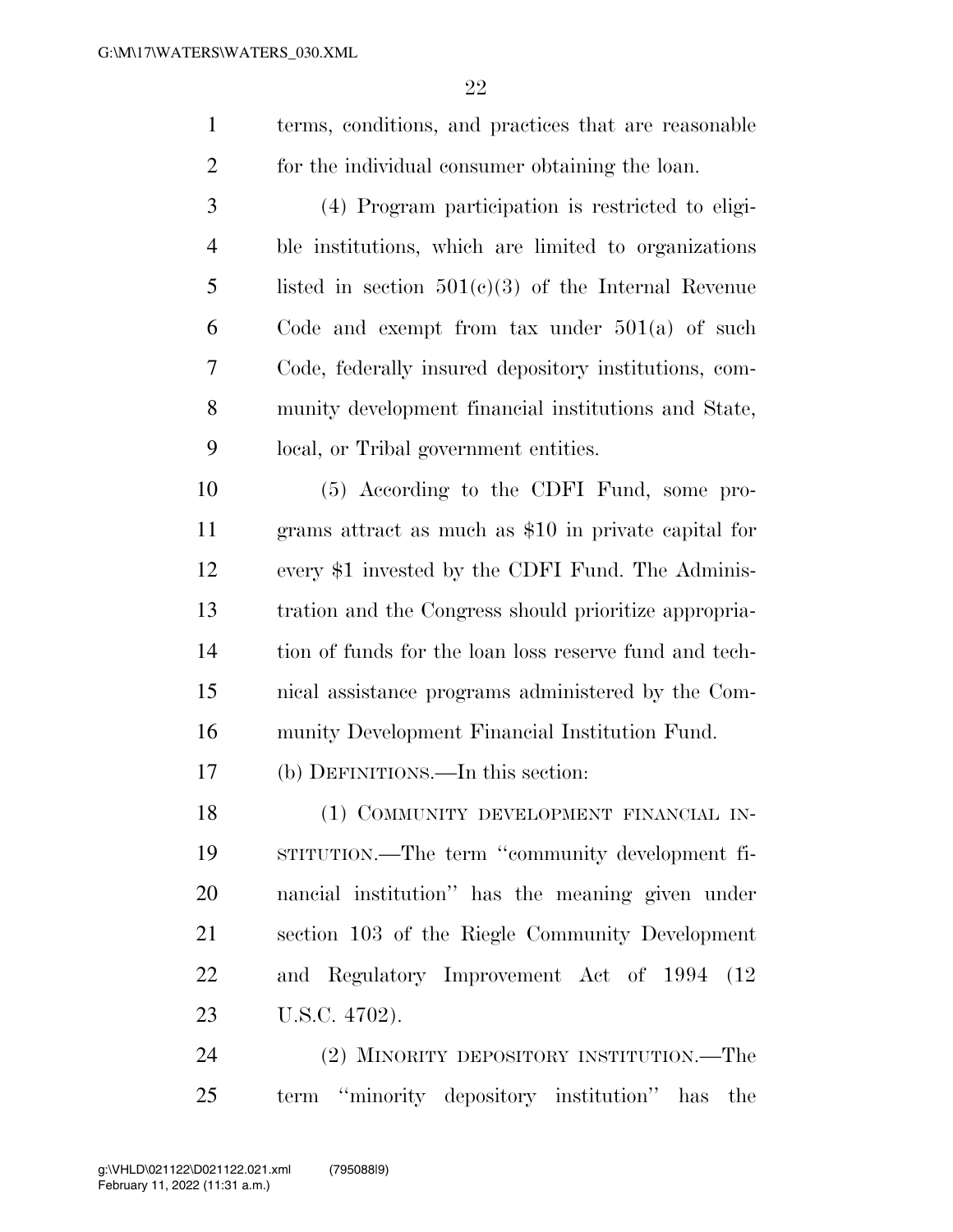terms, conditions, and practices that are reasonable for the individual consumer obtaining the loan.

(4) Program participation is restricted to eligible institutions, which are limited to organizations listed in section 501(c)(3) of the Internal Revenue Code and exempt from tax under 501(a) of such Code, federally insured depository institutions, community development financial institutions and State, local, or Tribal government entities.

(5) According to the CDFI Fund, some programs attract as much as $10 in private capital for every $1 invested by the CDFI Fund. The Administration and the Congress should prioritize appropriation of funds for the loan loss reserve fund and technical assistance programs administered by the Community Development Financial Institution Fund.

(b) DEFINITIONS.—In this section:

(1) COMMUNITY DEVELOPMENT FINANCIAL INSTITUTION.—The term ''community development financial institution'' has the meaning given under section 103 of the Riegle Community Development and Regulatory Improvement Act of 1994 (12 U.S.C. 4702).

(2) MINORITY DEPOSITORY INSTITUTION.—The term ''minority depository institution'' has the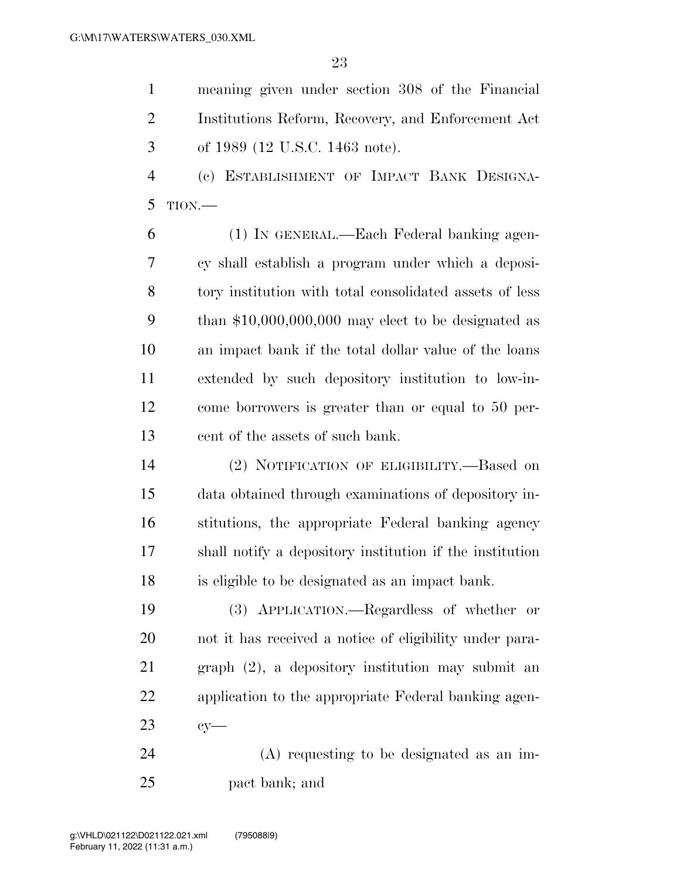meaning given under section 308 of the Financial Institutions Reform, Recovery, and Enforcement Act of 1989 (12 U.S.C. 1463 note).

(c) ESTABLISHMENT OF IMPACT BANK DESIGNATION.—

(1) IN GENERAL.—Each Federal banking agency shall establish a program under which a depository institution with total consolidated assets of less than $10,000,000,000 may elect to be designated as an impact bank if the total dollar value of the loans extended by such depository institution to low-income borrowers is greater than or equal to 50 percent of the assets of such bank.

(2) NOTIFICATION OF ELIGIBILITY.—Based on data obtained through examinations of depository institutions, the appropriate Federal banking agency shall notify a depository institution if the institution is eligible to be designated as an impact bank.

(3) APPLICATION.—Regardless of whether or not it has received a notice of eligibility under paragraph (2), a depository institution may submit an application to the appropriate Federal banking agency—

(A) requesting to be designated as an impact bank; and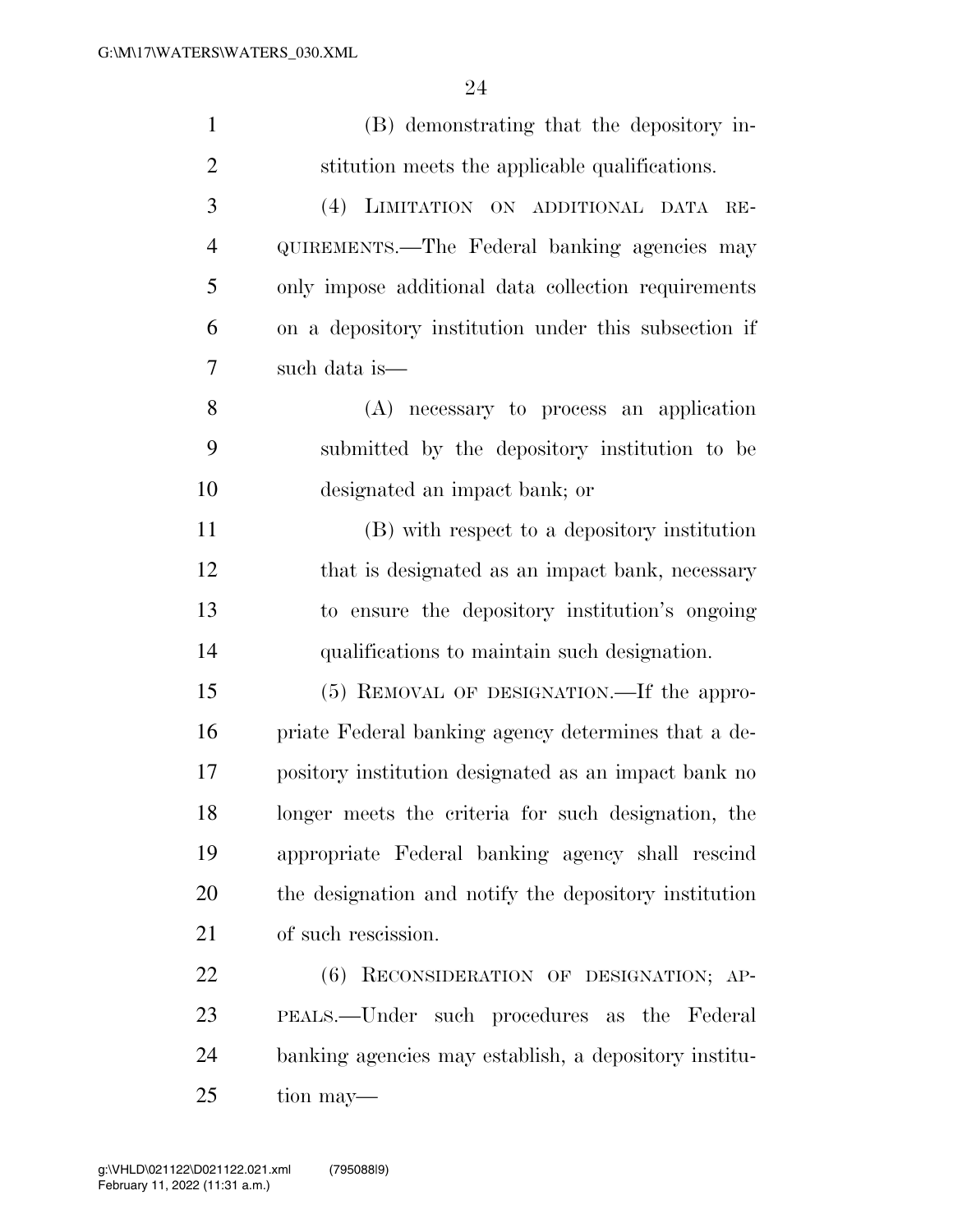(B) demonstrating that the depository institution meets the applicable qualifications.

(4) LIMITATION ON ADDITIONAL DATA REQUIREMENTS.—The Federal banking agencies may only impose additional data collection requirements on a depository institution under this subsection if such data is—

(A) necessary to process an application submitted by the depository institution to be designated an impact bank; or

(B) with respect to a depository institution that is designated as an impact bank, necessary to ensure the depository institution's ongoing qualifications to maintain such designation.

(5) REMOVAL OF DESIGNATION.—If the appropriate Federal banking agency determines that a depository institution designated as an impact bank no longer meets the criteria for such designation, the appropriate Federal banking agency shall rescind the designation and notify the depository institution of such rescission.

(6) RECONSIDERATION OF DESIGNATION; APPEALS.—Under such procedures as the Federal banking agencies may establish, a depository institution may—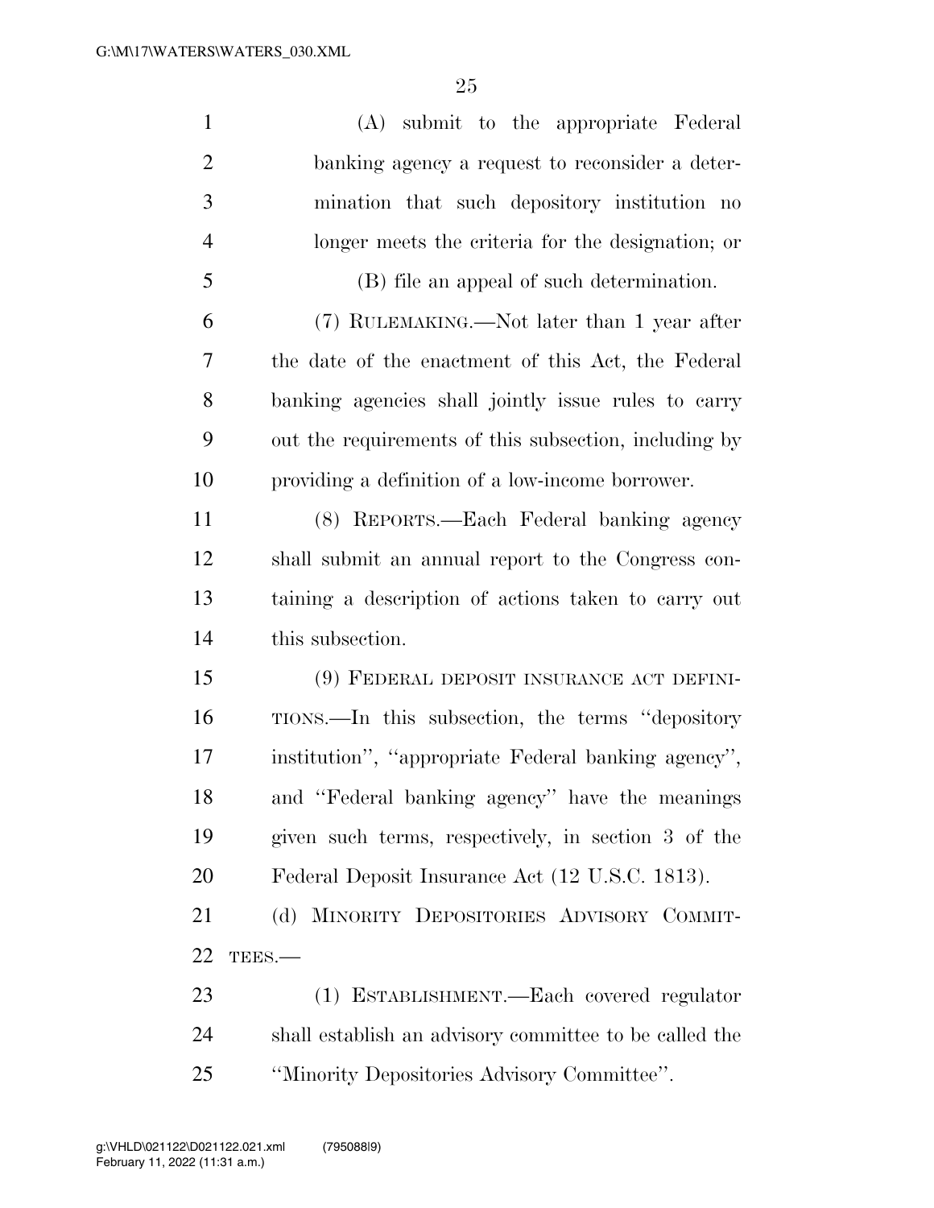(A) submit to the appropriate Federal banking agency a request to reconsider a determination that such depository institution no longer meets the criteria for the designation; or

(B) file an appeal of such determination.

(7) RULEMAKING.—Not later than 1 year after the date of the enactment of this Act, the Federal banking agencies shall jointly issue rules to carry out the requirements of this subsection, including by providing a definition of a low-income borrower.

(8) REPORTS.—Each Federal banking agency shall submit an annual report to the Congress containing a description of actions taken to carry out this subsection.

(9) FEDERAL DEPOSIT INSURANCE ACT DEFINITIONS.—In this subsection, the terms ''depository institution'', ''appropriate Federal banking agency'', and ''Federal banking agency'' have the meanings given such terms, respectively, in section 3 of the Federal Deposit Insurance Act (12 U.S.C. 1813).

(d) MINORITY DEPOSITORIES ADVISORY COMMITTEES.—

(1) ESTABLISHMENT.—Each covered regulator shall establish an advisory committee to be called the ''Minority Depositories Advisory Committee''.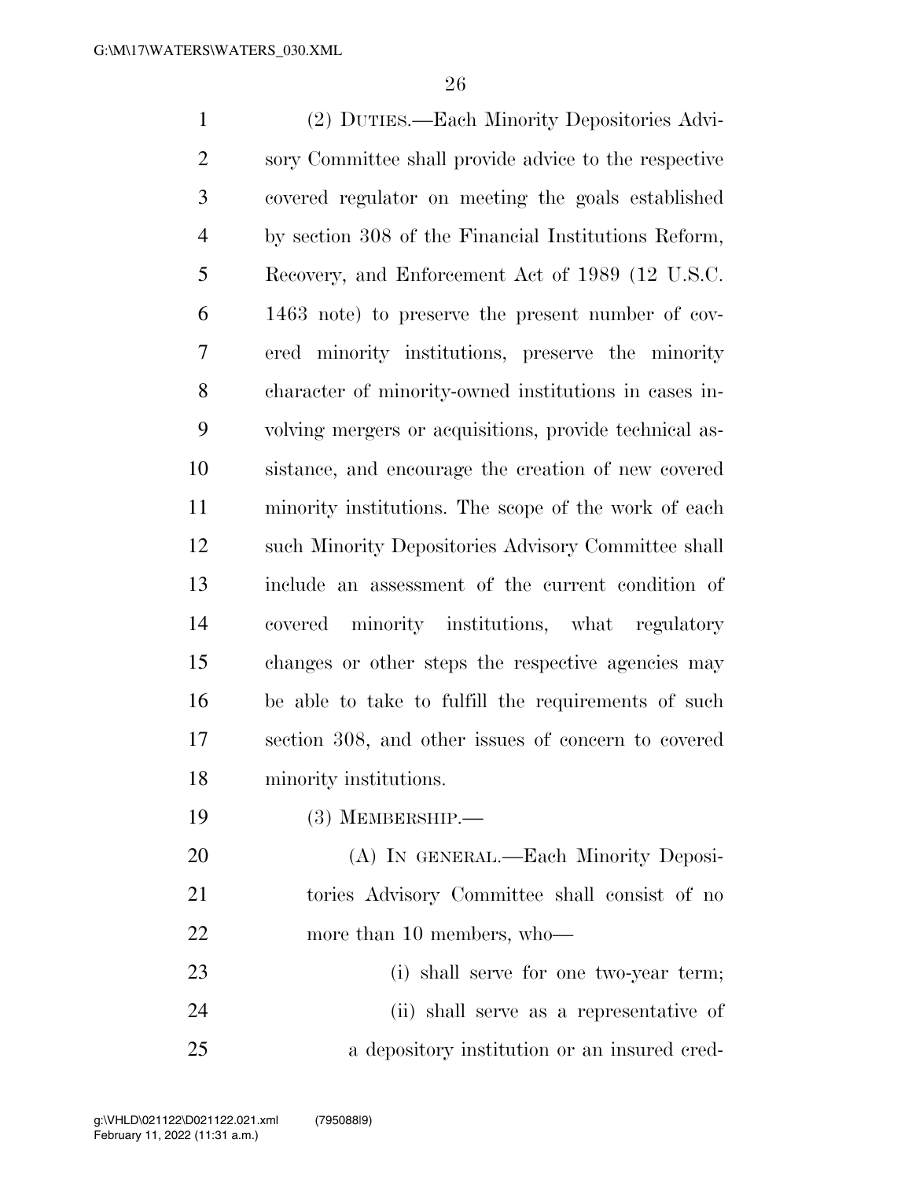(2) DUTIES.—Each Minority Depositories Advisory Committee shall provide advice to the respective covered regulator on meeting the goals established by section 308 of the Financial Institutions Reform, Recovery, and Enforcement Act of 1989 (12 U.S.C. 1463 note) to preserve the present number of covered minority institutions, preserve the minority character of minority-owned institutions in cases involving mergers or acquisitions, provide technical assistance, and encourage the creation of new covered minority institutions. The scope of the work of each such Minority Depositories Advisory Committee shall include an assessment of the current condition of covered minority institutions, what regulatory changes or other steps the respective agencies may be able to take to fulfill the requirements of such section 308, and other issues of concern to covered minority institutions.

(3) MEMBERSHIP.—

(A) IN GENERAL.—Each Minority Depositories Advisory Committee shall consist of no more than 10 members, who—

(i) shall serve for one two-year term;

(ii) shall serve as a representative of a depository institution or an insured cred-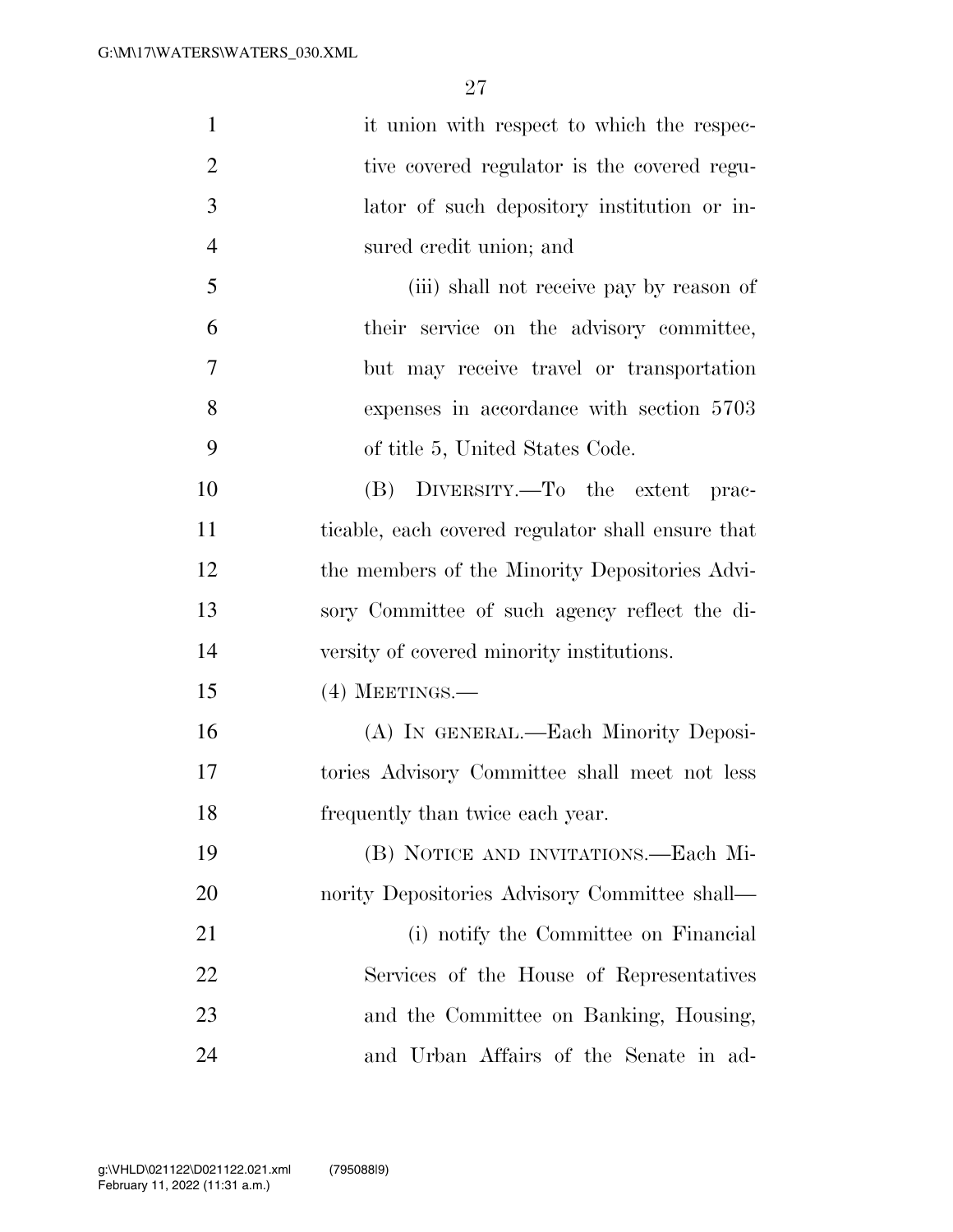it union with respect to which the respective covered regulator is the covered regulator of such depository institution or insured credit union; and

(iii) shall not receive pay by reason of their service on the advisory committee, but may receive travel or transportation expenses in accordance with section 5703 of title 5, United States Code.

(B) DIVERSITY.—To the extent practicable, each covered regulator shall ensure that the members of the Minority Depositories Advisory Committee of such agency reflect the diversity of covered minority institutions.

(4) MEETINGS.—

(A) IN GENERAL.—Each Minority Depositories Advisory Committee shall meet not less frequently than twice each year.

(B) NOTICE AND INVITATIONS.—Each Minority Depositories Advisory Committee shall—

(i) notify the Committee on Financial Services of the House of Representatives and the Committee on Banking, Housing, and Urban Affairs of the Senate in ad-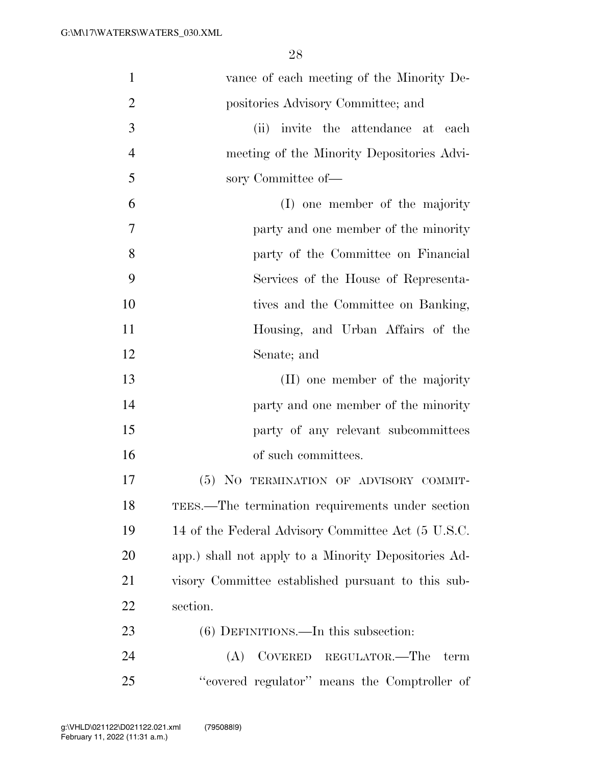vance of each meeting of the Minority Depositories Advisory Committee; and

(ii) invite the attendance at each meeting of the Minority Depositories Advisory Committee of—

(I) one member of the majority party and one member of the minority party of the Committee on Financial Services of the House of Representatives and the Committee on Banking, Housing, and Urban Affairs of the Senate; and

(II) one member of the majority party and one member of the minority party of any relevant subcommittees of such committees.

(5) NO TERMINATION OF ADVISORY COMMITTEES.—The termination requirements under section 14 of the Federal Advisory Committee Act (5 U.S.C. app.) shall not apply to a Minority Depositories Advisory Committee established pursuant to this subsection.

(6) DEFINITIONS.—In this subsection:

(A) COVERED REGULATOR.—The term "covered regulator" means the Comptroller of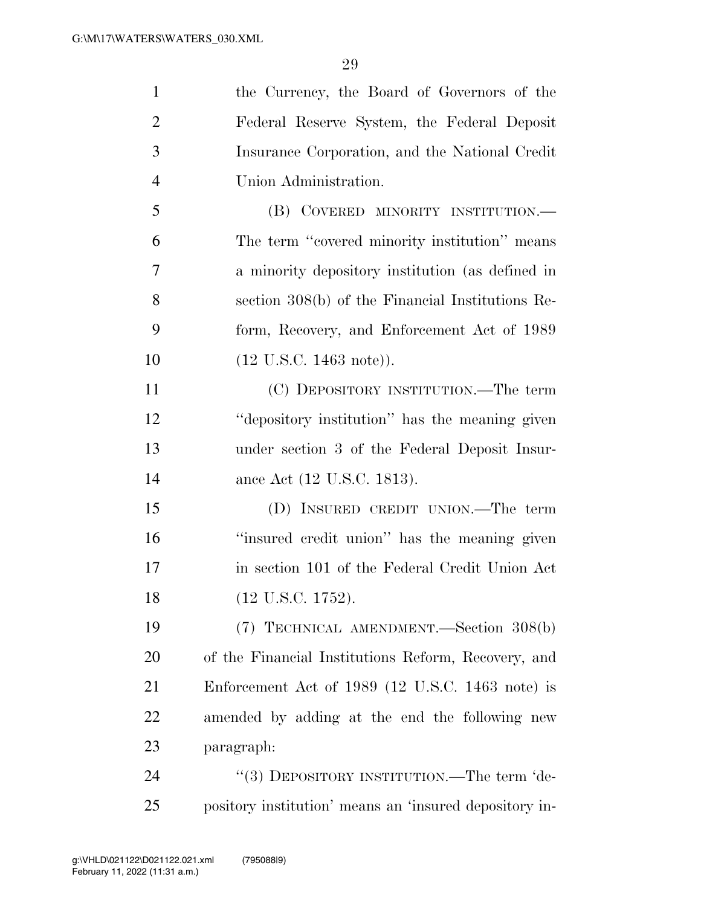the Currency, the Board of Governors of the Federal Reserve System, the Federal Deposit Insurance Corporation, and the National Credit Union Administration.

(B) COVERED MINORITY INSTITUTION.—The term ''covered minority institution'' means a minority depository institution (as defined in section 308(b) of the Financial Institutions Reform, Recovery, and Enforcement Act of 1989 (12 U.S.C. 1463 note)).

(C) DEPOSITORY INSTITUTION.—The term ''depository institution'' has the meaning given under section 3 of the Federal Deposit Insurance Act (12 U.S.C. 1813).

(D) INSURED CREDIT UNION.—The term ''insured credit union'' has the meaning given in section 101 of the Federal Credit Union Act (12 U.S.C. 1752).

(7) TECHNICAL AMENDMENT.—Section 308(b) of the Financial Institutions Reform, Recovery, and Enforcement Act of 1989 (12 U.S.C. 1463 note) is amended by adding at the end the following new paragraph:

''(3) DEPOSITORY INSTITUTION.—The term 'depository institution' means an 'insured depository in-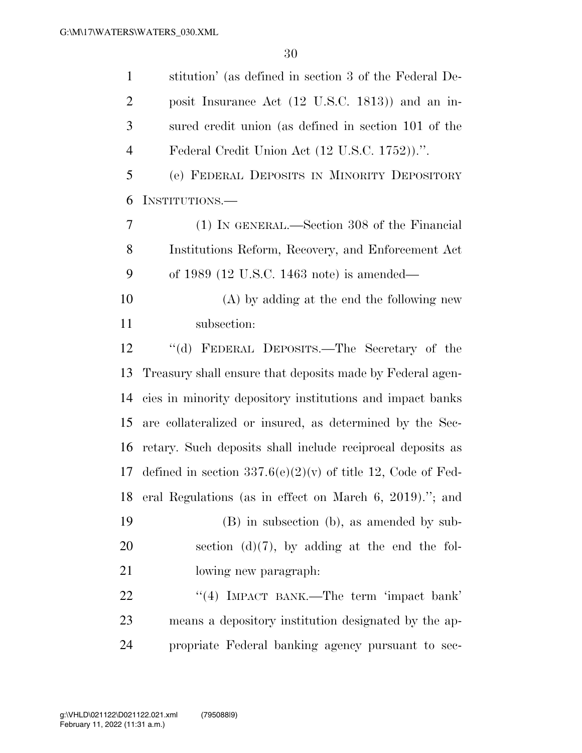stitution' (as defined in section 3 of the Federal Deposit Insurance Act (12 U.S.C. 1813)) and an insured credit union (as defined in section 101 of the Federal Credit Union Act (12 U.S.C. 1752)).''.

(e) FEDERAL DEPOSITS IN MINORITY DEPOSITORY INSTITUTIONS.—

(1) IN GENERAL.—Section 308 of the Financial Institutions Reform, Recovery, and Enforcement Act of 1989 (12 U.S.C. 1463 note) is amended—

(A) by adding at the end the following new subsection:

''(d) FEDERAL DEPOSITS.—The Secretary of the Treasury shall ensure that deposits made by Federal agencies in minority depository institutions and impact banks are collateralized or insured, as determined by the Secretary. Such deposits shall include reciprocal deposits as defined in section 337.6(e)(2)(v) of title 12, Code of Federal Regulations (as in effect on March 6, 2019).''; and

(B) in subsection (b), as amended by subsection (d)(7), by adding at the end the following new paragraph:

''(4) IMPACT BANK.—The term 'impact bank' means a depository institution designated by the appropriate Federal banking agency pursuant to sec-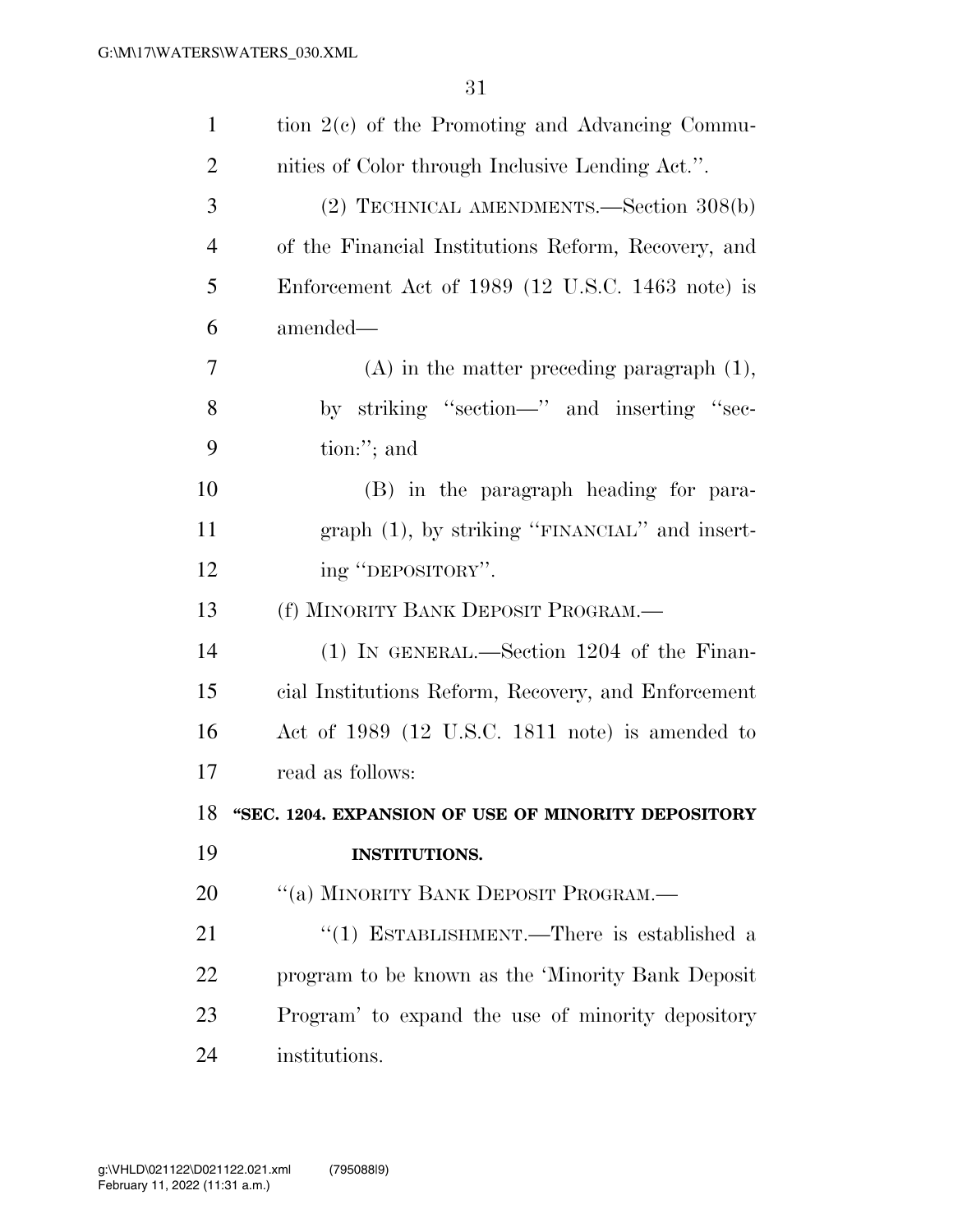tion 2(c) of the Promoting and Advancing Communities of Color through Inclusive Lending Act.''.

(2) TECHNICAL AMENDMENTS.—Section 308(b) of the Financial Institutions Reform, Recovery, and Enforcement Act of 1989 (12 U.S.C. 1463 note) is amended—

(A) in the matter preceding paragraph (1), by striking ''section—'' and inserting ''section:''; and

(B) in the paragraph heading for paragraph (1), by striking ''FINANCIAL'' and inserting ''DEPOSITORY''.

(f) MINORITY BANK DEPOSIT PROGRAM.—

(1) IN GENERAL.—Section 1204 of the Financial Institutions Reform, Recovery, and Enforcement Act of 1989 (12 U.S.C. 1811 note) is amended to read as follows:

**''SEC. 1204. EXPANSION OF USE OF MINORITY DEPOSITORY INSTITUTIONS.**

''(a) MINORITY BANK DEPOSIT PROGRAM.—

''(1) ESTABLISHMENT.—There is established a program to be known as the 'Minority Bank Deposit Program' to expand the use of minority depository institutions.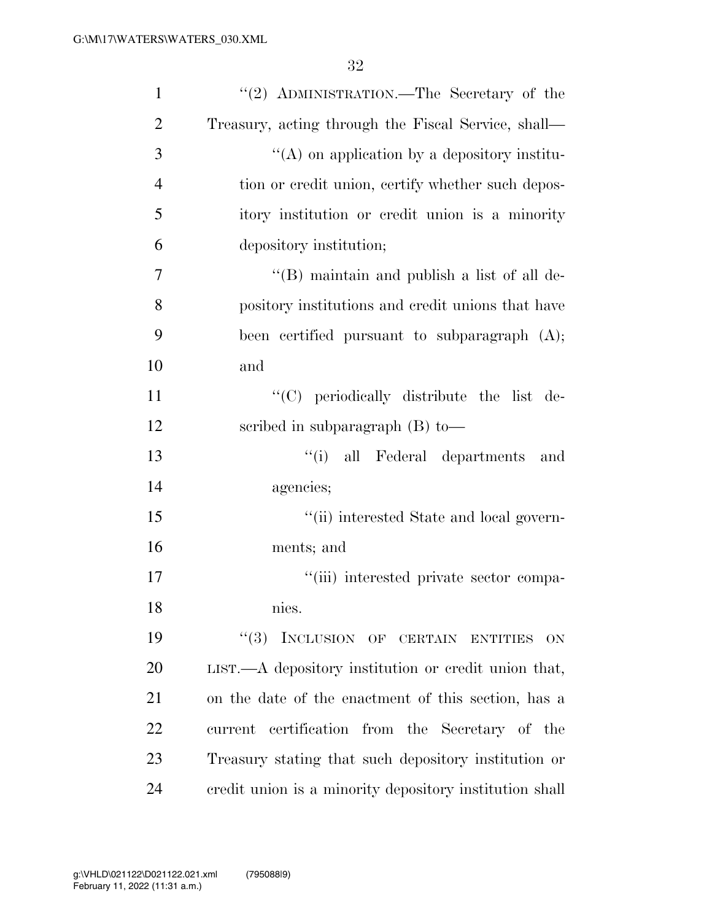''(2) ADMINISTRATION.—The Secretary of the Treasury, acting through the Fiscal Service, shall—

''(A) on application by a depository institution or credit union, certify whether such depository institution or credit union is a minority depository institution;

''(B) maintain and publish a list of all depository institutions and credit unions that have been certified pursuant to subparagraph (A); and

''(C) periodically distribute the list described in subparagraph (B) to—

''(i) all Federal departments and agencies;

''(ii) interested State and local governments; and

''(iii) interested private sector companies.

''(3) INCLUSION OF CERTAIN ENTITIES ON LIST.—A depository institution or credit union that, on the date of the enactment of this section, has a current certification from the Secretary of the Treasury stating that such depository institution or credit union is a minority depository institution shall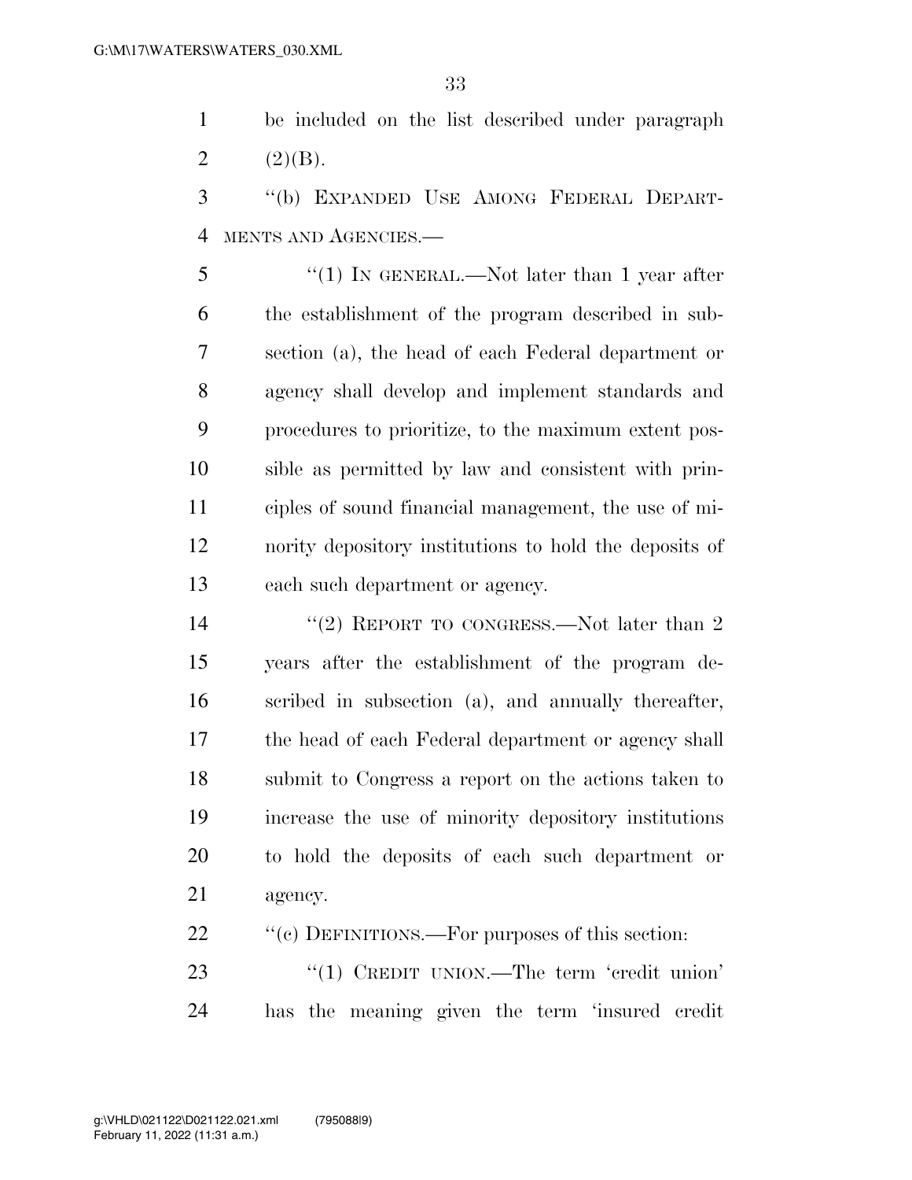be included on the list described under paragraph (2)(B).

"(b) EXPANDED USE AMONG FEDERAL DEPARTMENTS AND AGENCIES.—

"(1) IN GENERAL.—Not later than 1 year after the establishment of the program described in subsection (a), the head of each Federal department or agency shall develop and implement standards and procedures to prioritize, to the maximum extent possible as permitted by law and consistent with principles of sound financial management, the use of minority depository institutions to hold the deposits of each such department or agency.

"(2) REPORT TO CONGRESS.—Not later than 2 years after the establishment of the program described in subsection (a), and annually thereafter, the head of each Federal department or agency shall submit to Congress a report on the actions taken to increase the use of minority depository institutions to hold the deposits of each such department or agency.

"(c) DEFINITIONS.—For purposes of this section:

"(1) CREDIT UNION.—The term 'credit union' has the meaning given the term 'insured credit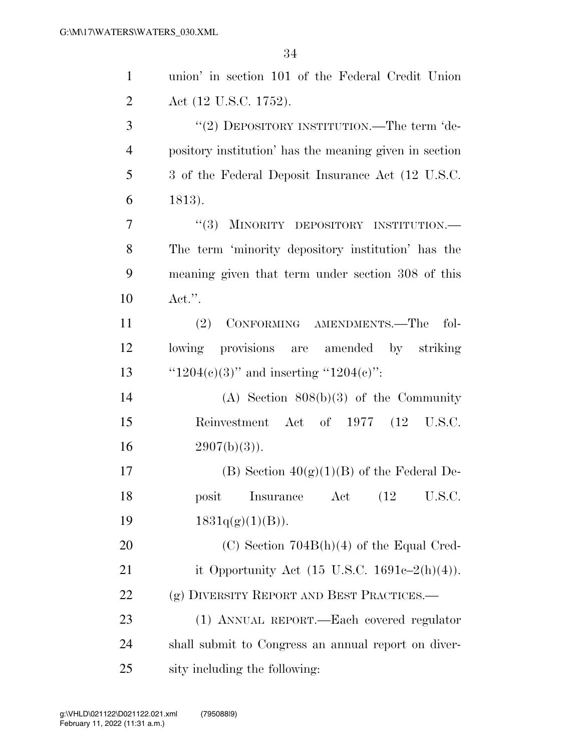union' in section 101 of the Federal Credit Union Act (12 U.S.C. 1752).

"(2) DEPOSITORY INSTITUTION.—The term 'depository institution' has the meaning given in section 3 of the Federal Deposit Insurance Act (12 U.S.C. 1813).

"(3) MINORITY DEPOSITORY INSTITUTION.—The term 'minority depository institution' has the meaning given that term under section 308 of this Act.".

(2) CONFORMING AMENDMENTS.—The following provisions are amended by striking "1204(c)(3)" and inserting "1204(c)":

(A) Section 808(b)(3) of the Community Reinvestment Act of 1977 (12 U.S.C. 2907(b)(3)).

(B) Section 40(g)(1)(B) of the Federal Deposit Insurance Act (12 U.S.C. 1831q(g)(1)(B)).

(C) Section 704B(h)(4) of the Equal Credit Opportunity Act (15 U.S.C. 1691c–2(h)(4)).

(g) DIVERSITY REPORT AND BEST PRACTICES.—

(1) ANNUAL REPORT.—Each covered regulator shall submit to Congress an annual report on diversity including the following: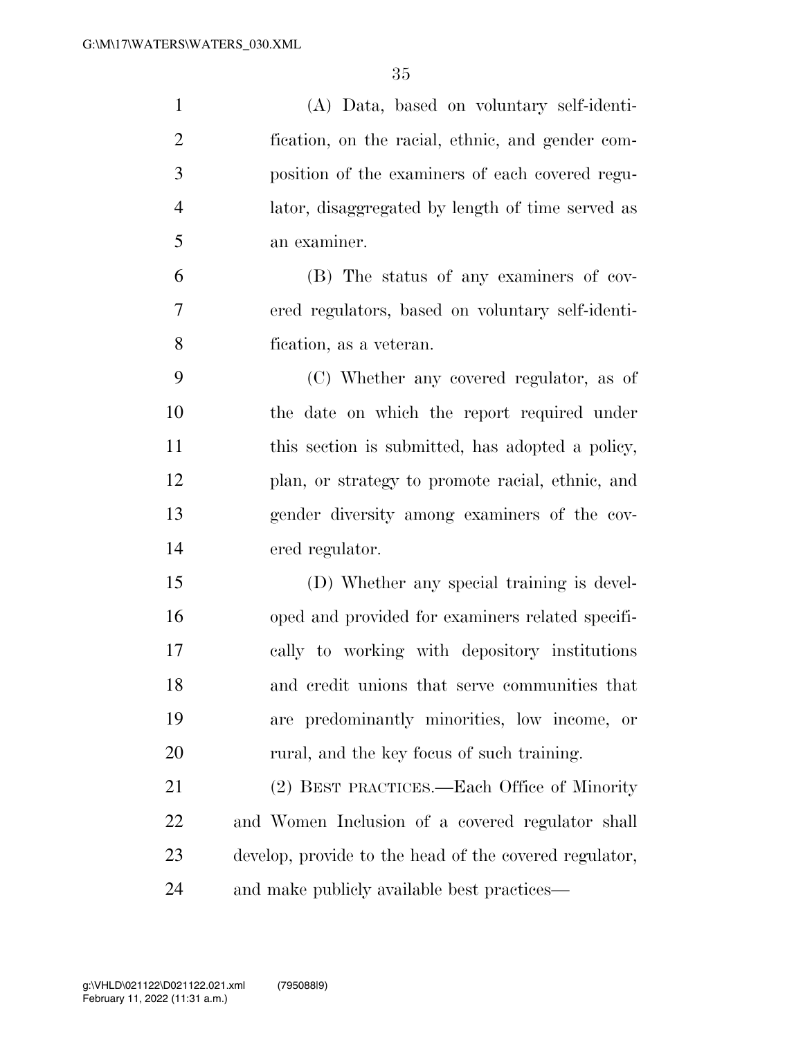(A) Data, based on voluntary self-identification, on the racial, ethnic, and gender composition of the examiners of each covered regulator, disaggregated by length of time served as an examiner.

(B) The status of any examiners of covered regulators, based on voluntary self-identification, as a veteran.

(C) Whether any covered regulator, as of the date on which the report required under this section is submitted, has adopted a policy, plan, or strategy to promote racial, ethnic, and gender diversity among examiners of the covered regulator.

(D) Whether any special training is developed and provided for examiners related specifically to working with depository institutions and credit unions that serve communities that are predominantly minorities, low income, or rural, and the key focus of such training.

(2) BEST PRACTICES.—Each Office of Minority and Women Inclusion of a covered regulator shall develop, provide to the head of the covered regulator, and make publicly available best practices—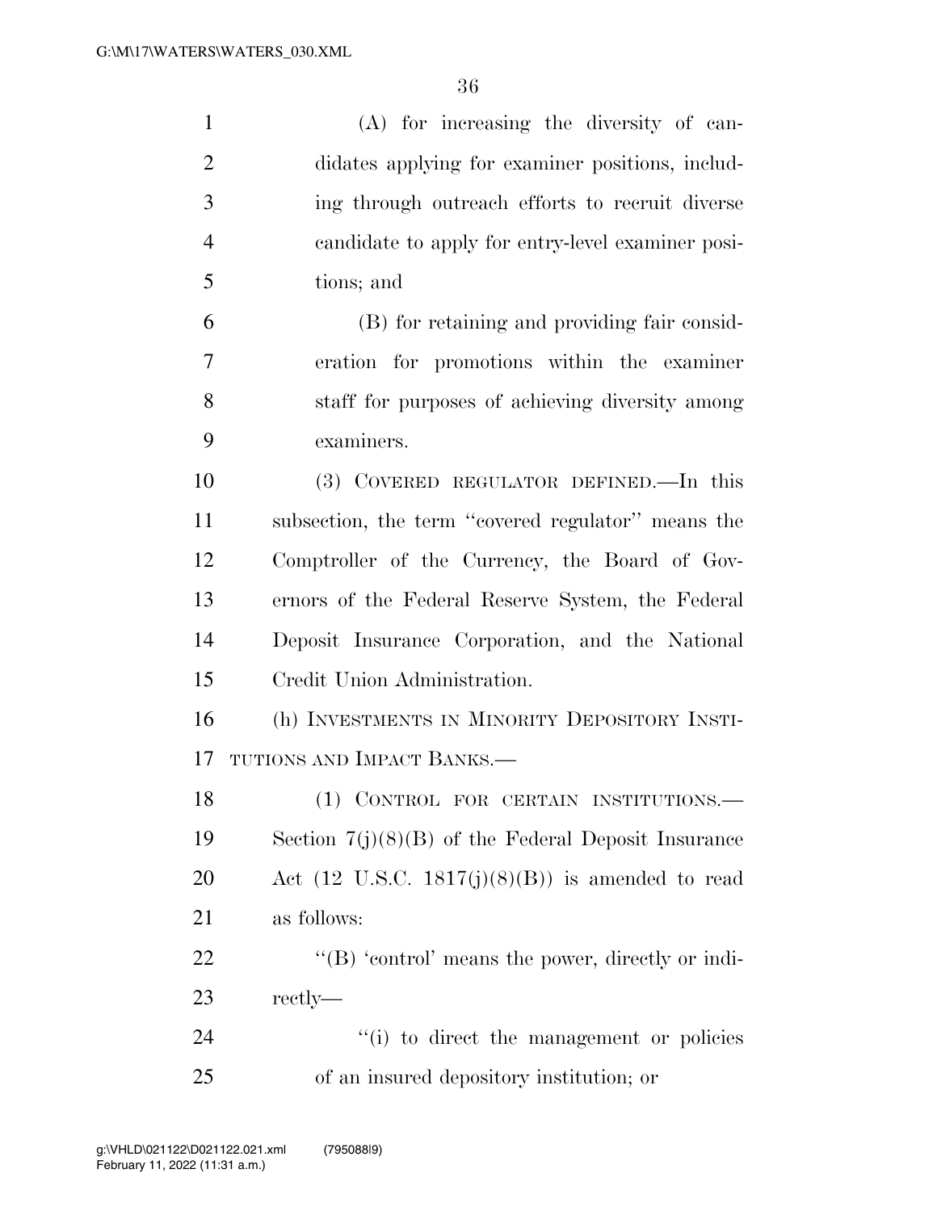(A) for increasing the diversity of candidates applying for examiner positions, including through outreach efforts to recruit diverse candidate to apply for entry-level examiner positions; and

(B) for retaining and providing fair consideration for promotions within the examiner staff for purposes of achieving diversity among examiners.

(3) COVERED REGULATOR DEFINED.—In this subsection, the term "covered regulator" means the Comptroller of the Currency, the Board of Governors of the Federal Reserve System, the Federal Deposit Insurance Corporation, and the National Credit Union Administration.

(h) INVESTMENTS IN MINORITY DEPOSITORY INSTITUTIONS AND IMPACT BANKS.—

(1) CONTROL FOR CERTAIN INSTITUTIONS.—Section 7(j)(8)(B) of the Federal Deposit Insurance Act (12 U.S.C. 1817(j)(8)(B)) is amended to read as follows:

"(B) 'control' means the power, directly or indirectly—

"(i) to direct the management or policies of an insured depository institution; or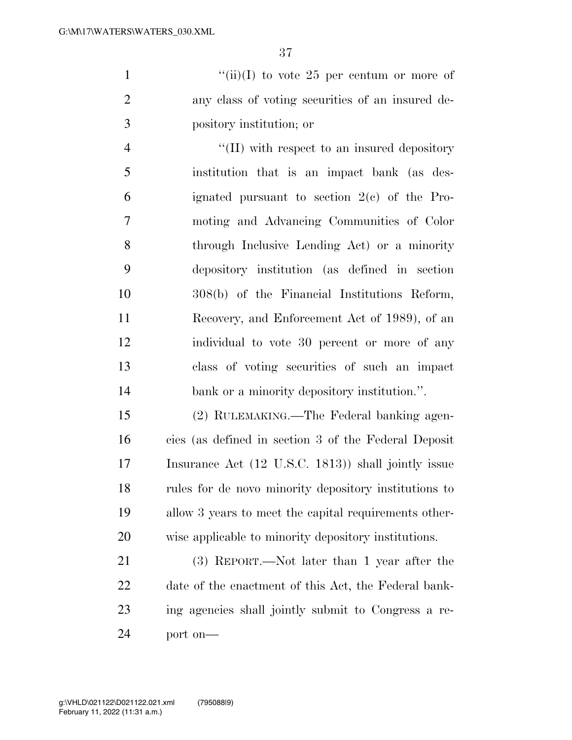"(ii)(I) to vote 25 per centum or more of any class of voting securities of an insured depository institution; or

"(II) with respect to an insured depository institution that is an impact bank (as designated pursuant to section 2(c) of the Promoting and Advancing Communities of Color through Inclusive Lending Act) or a minority depository institution (as defined in section 308(b) of the Financial Institutions Reform, Recovery, and Enforcement Act of 1989), of an individual to vote 30 percent or more of any class of voting securities of such an impact bank or a minority depository institution.".

(2) RULEMAKING.—The Federal banking agencies (as defined in section 3 of the Federal Deposit Insurance Act (12 U.S.C. 1813)) shall jointly issue rules for de novo minority depository institutions to allow 3 years to meet the capital requirements otherwise applicable to minority depository institutions.

(3) REPORT.—Not later than 1 year after the date of the enactment of this Act, the Federal banking agencies shall jointly submit to Congress a report on—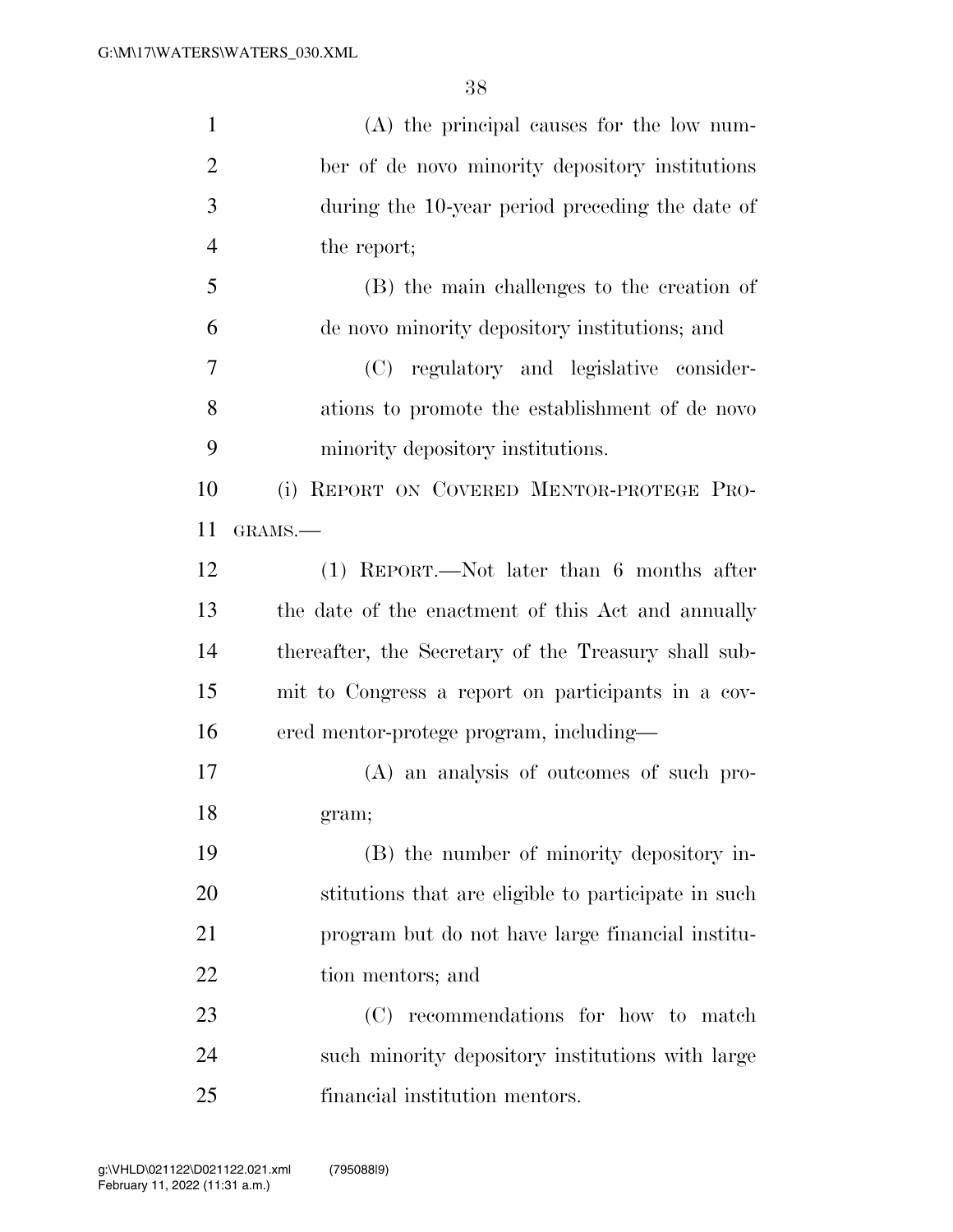(A) the principal causes for the low number of de novo minority depository institutions during the 10-year period preceding the date of the report;

(B) the main challenges to the creation of de novo minority depository institutions; and

(C) regulatory and legislative considerations to promote the establishment of de novo minority depository institutions.

(i) REPORT ON COVERED MENTOR-PROTEGE PROGRAMS.—

(1) REPORT.—Not later than 6 months after the date of the enactment of this Act and annually thereafter, the Secretary of the Treasury shall submit to Congress a report on participants in a covered mentor-protege program, including—

(A) an analysis of outcomes of such program;

(B) the number of minority depository institutions that are eligible to participate in such program but do not have large financial institution mentors; and

(C) recommendations for how to match such minority depository institutions with large financial institution mentors.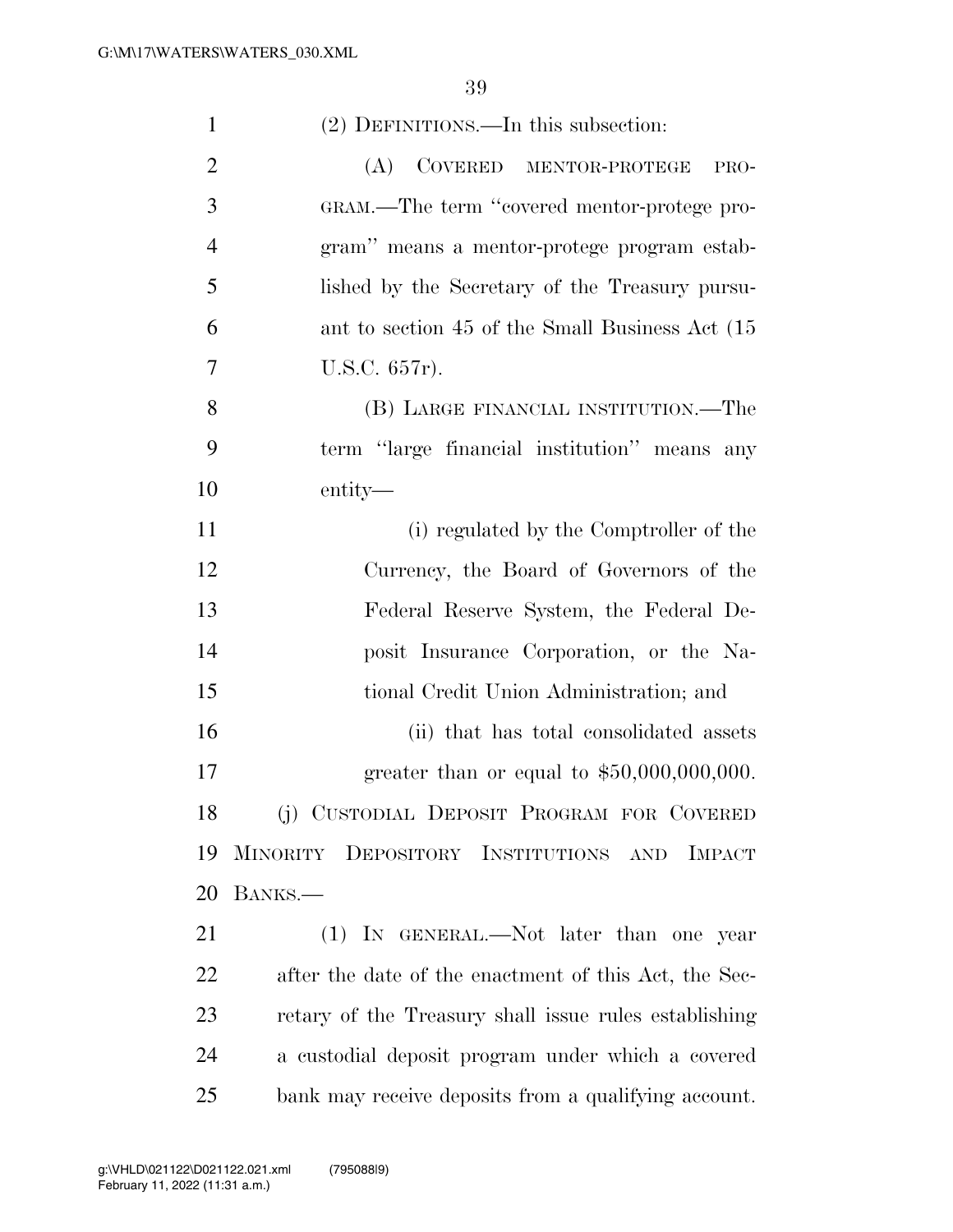(2) DEFINITIONS.—In this subsection:

(A) COVERED MENTOR-PROTEGE PROGRAM.—The term "covered mentor-protege program" means a mentor-protege program established by the Secretary of the Treasury pursuant to section 45 of the Small Business Act (15 U.S.C. 657r).

(B) LARGE FINANCIAL INSTITUTION.—The term "large financial institution" means any entity—

(i) regulated by the Comptroller of the Currency, the Board of Governors of the Federal Reserve System, the Federal Deposit Insurance Corporation, or the National Credit Union Administration; and

(ii) that has total consolidated assets greater than or equal to $50,000,000,000.

(j) CUSTODIAL DEPOSIT PROGRAM FOR COVERED MINORITY DEPOSITORY INSTITUTIONS AND IMPACT BANKS.—

(1) IN GENERAL.—Not later than one year after the date of the enactment of this Act, the Secretary of the Treasury shall issue rules establishing a custodial deposit program under which a covered bank may receive deposits from a qualifying account.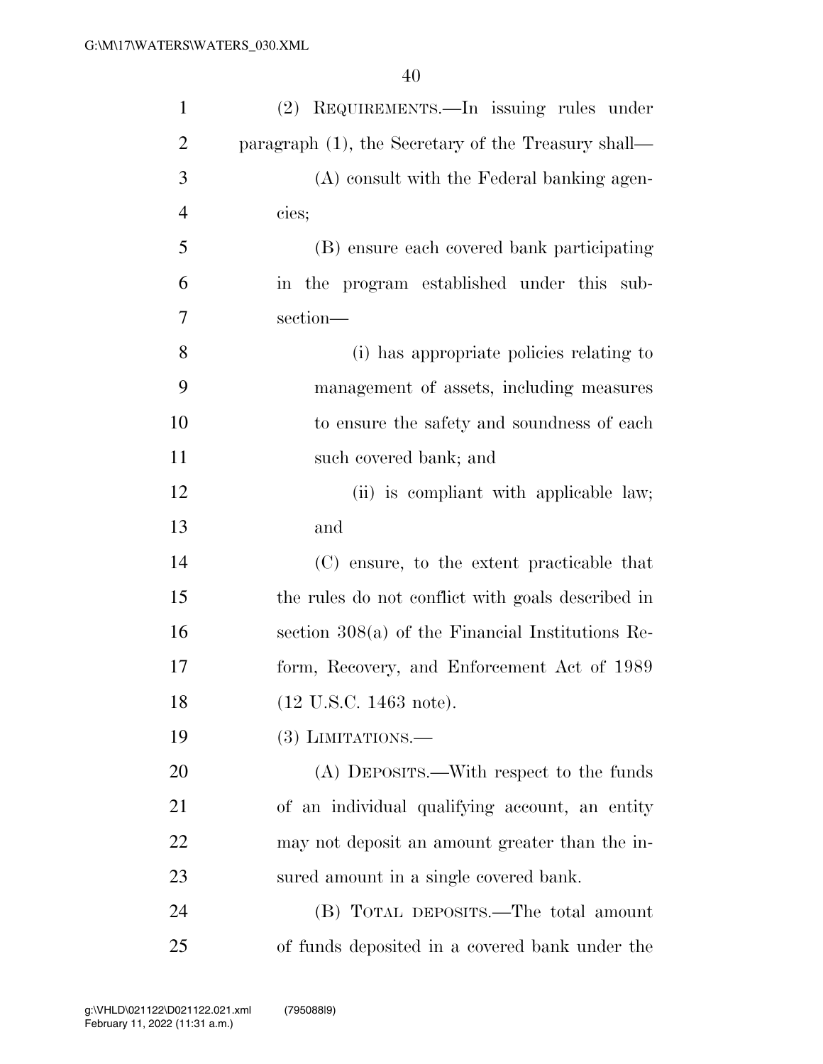(2) REQUIREMENTS.—In issuing rules under paragraph (1), the Secretary of the Treasury shall—

(A) consult with the Federal banking agencies;

(B) ensure each covered bank participating in the program established under this subsection—

(i) has appropriate policies relating to management of assets, including measures to ensure the safety and soundness of each such covered bank; and

(ii) is compliant with applicable law; and

(C) ensure, to the extent practicable that the rules do not conflict with goals described in section 308(a) of the Financial Institutions Reform, Recovery, and Enforcement Act of 1989 (12 U.S.C. 1463 note).

(3) LIMITATIONS.—

(A) DEPOSITS.—With respect to the funds of an individual qualifying account, an entity may not deposit an amount greater than the insured amount in a single covered bank.

(B) TOTAL DEPOSITS.—The total amount of funds deposited in a covered bank under the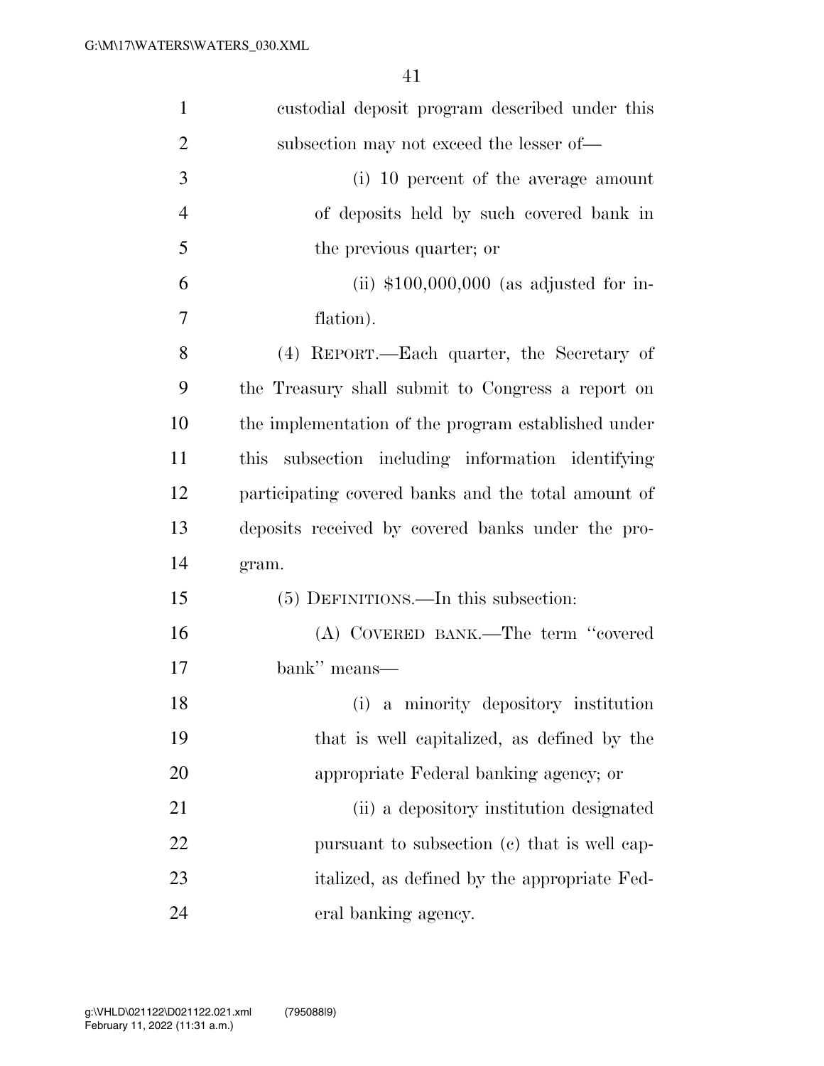custodial deposit program described under this subsection may not exceed the lesser of—

(i) 10 percent of the average amount of deposits held by such covered bank in the previous quarter; or

(ii) $100,000,000 (as adjusted for inflation).

(4) REPORT.—Each quarter, the Secretary of the Treasury shall submit to Congress a report on the implementation of the program established under this subsection including information identifying participating covered banks and the total amount of deposits received by covered banks under the program.

(5) DEFINITIONS.—In this subsection:

(A) COVERED BANK.—The term "covered bank" means—

(i) a minority depository institution that is well capitalized, as defined by the appropriate Federal banking agency; or

(ii) a depository institution designated pursuant to subsection (c) that is well capitalized, as defined by the appropriate Federal banking agency.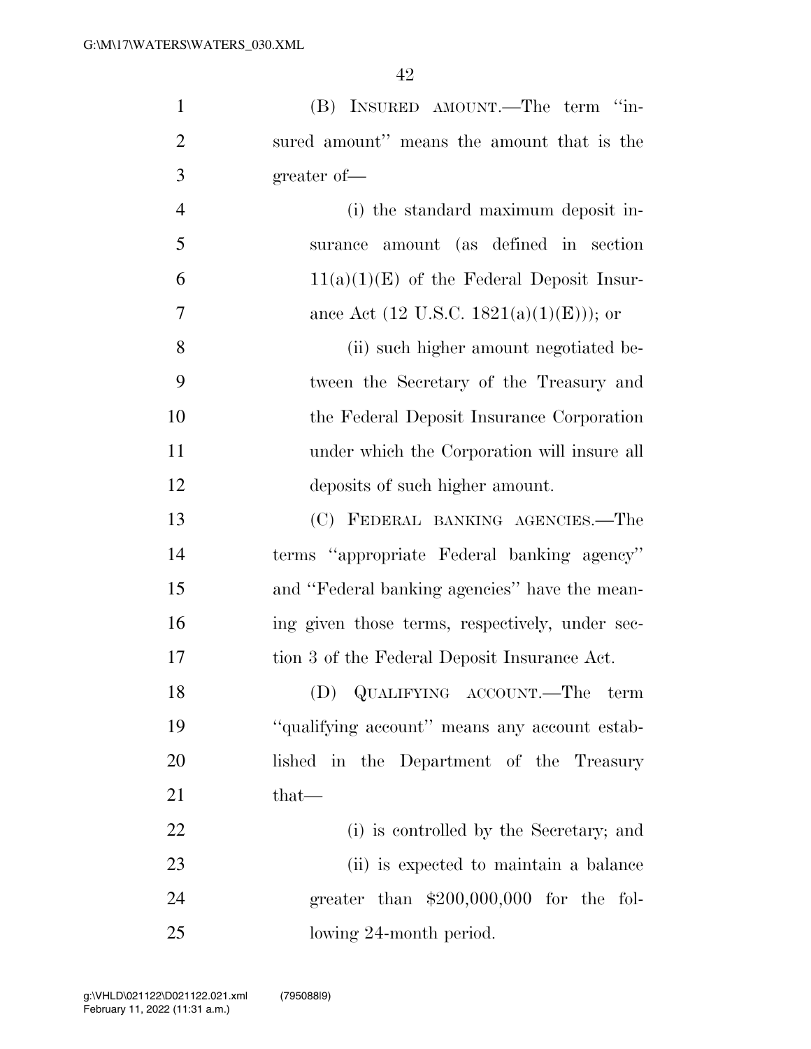(B) INSURED AMOUNT.—The term "insured amount" means the amount that is the greater of—

(i) the standard maximum deposit insurance amount (as defined in section 11(a)(1)(E) of the Federal Deposit Insurance Act (12 U.S.C. 1821(a)(1)(E))); or

(ii) such higher amount negotiated between the Secretary of the Treasury and the Federal Deposit Insurance Corporation under which the Corporation will insure all deposits of such higher amount.

(C) FEDERAL BANKING AGENCIES.—The terms "appropriate Federal banking agency" and "Federal banking agencies" have the meaning given those terms, respectively, under section 3 of the Federal Deposit Insurance Act.

(D) QUALIFYING ACCOUNT.—The term "qualifying account" means any account established in the Department of the Treasury that—

(i) is controlled by the Secretary; and

(ii) is expected to maintain a balance greater than $200,000,000 for the following 24-month period.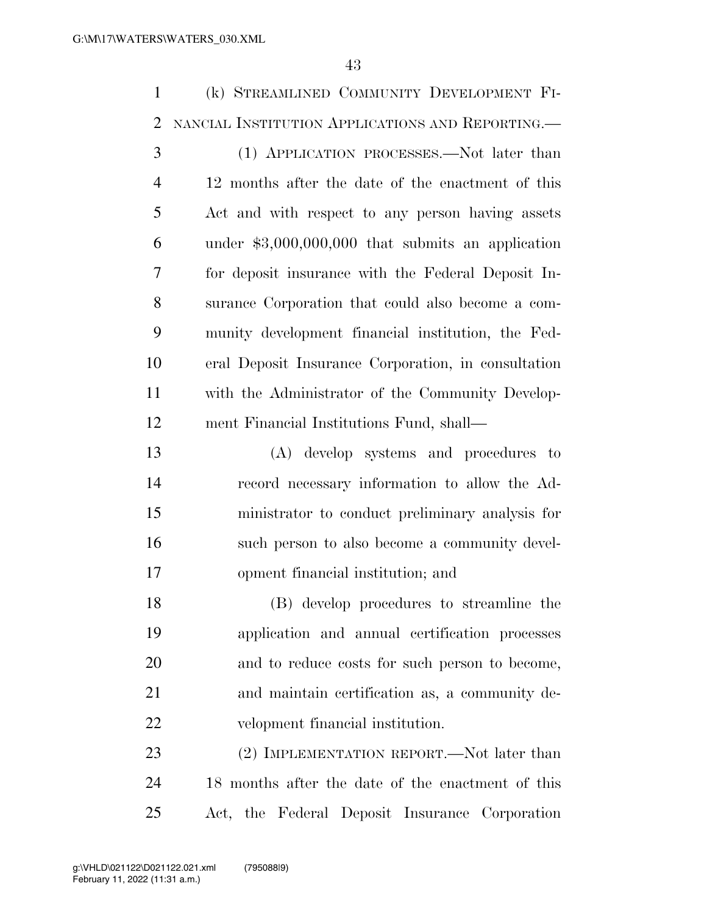(k) STREAMLINED COMMUNITY DEVELOPMENT FINANCIAL INSTITUTION APPLICATIONS AND REPORTING.—

(1) APPLICATION PROCESSES.—Not later than 12 months after the date of the enactment of this Act and with respect to any person having assets under $3,000,000,000 that submits an application for deposit insurance with the Federal Deposit Insurance Corporation that could also become a community development financial institution, the Federal Deposit Insurance Corporation, in consultation with the Administrator of the Community Development Financial Institutions Fund, shall—

(A) develop systems and procedures to record necessary information to allow the Administrator to conduct preliminary analysis for such person to also become a community development financial institution; and

(B) develop procedures to streamline the application and annual certification processes and to reduce costs for such person to become, and maintain certification as, a community development financial institution.

(2) IMPLEMENTATION REPORT.—Not later than 18 months after the date of the enactment of this Act, the Federal Deposit Insurance Corporation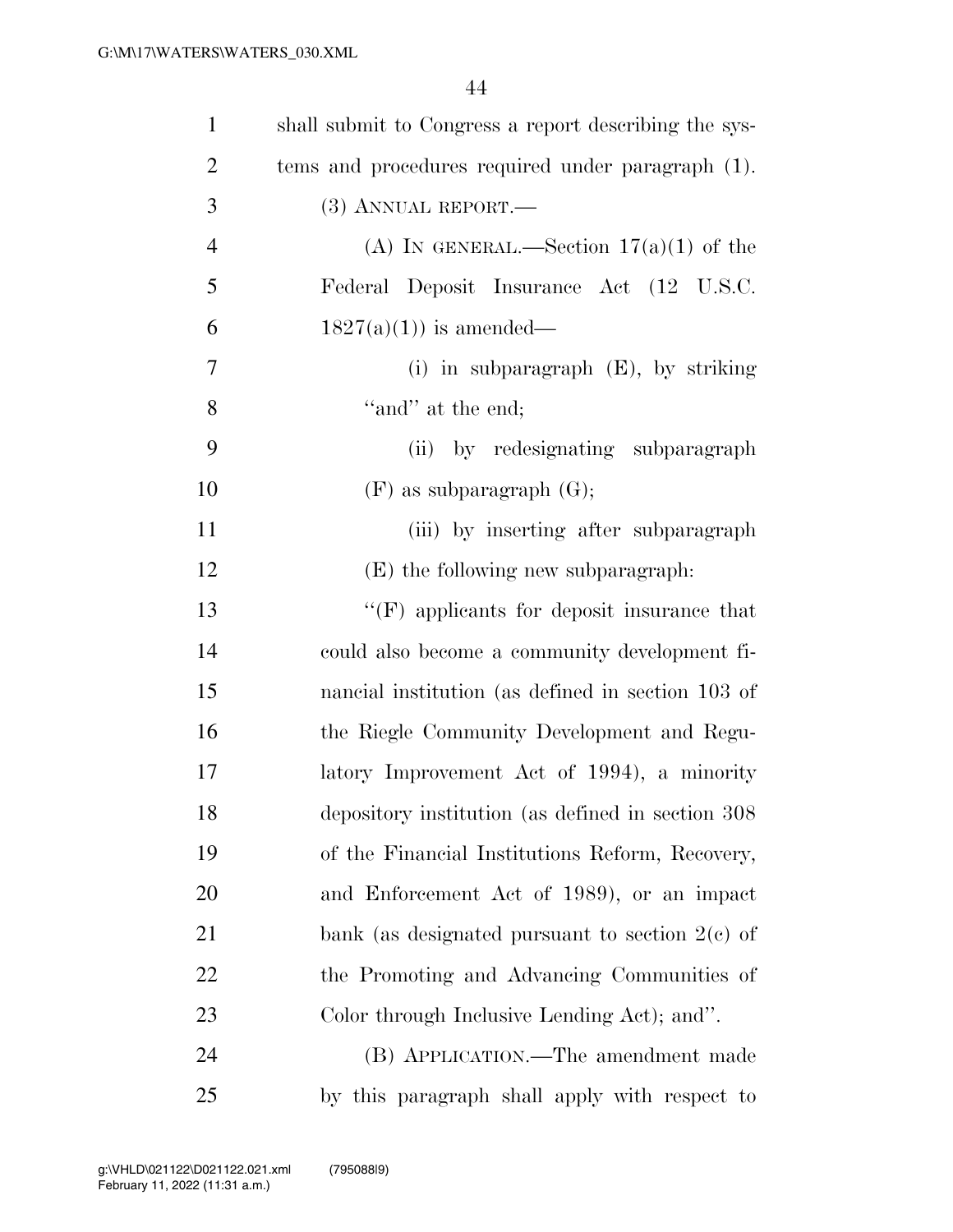shall submit to Congress a report describing the systems and procedures required under paragraph (1).

(3) ANNUAL REPORT.—

(A) IN GENERAL.—Section 17(a)(1) of the Federal Deposit Insurance Act (12 U.S.C. 1827(a)(1)) is amended—

(i) in subparagraph (E), by striking ''and'' at the end;

(ii) by redesignating subparagraph (F) as subparagraph (G);

(iii) by inserting after subparagraph (E) the following new subparagraph:

''(F) applicants for deposit insurance that could also become a community development financial institution (as defined in section 103 of the Riegle Community Development and Regulatory Improvement Act of 1994), a minority depository institution (as defined in section 308 of the Financial Institutions Reform, Recovery, and Enforcement Act of 1989), or an impact bank (as designated pursuant to section 2(c) of the Promoting and Advancing Communities of Color through Inclusive Lending Act); and''.

(B) APPLICATION.—The amendment made by this paragraph shall apply with respect to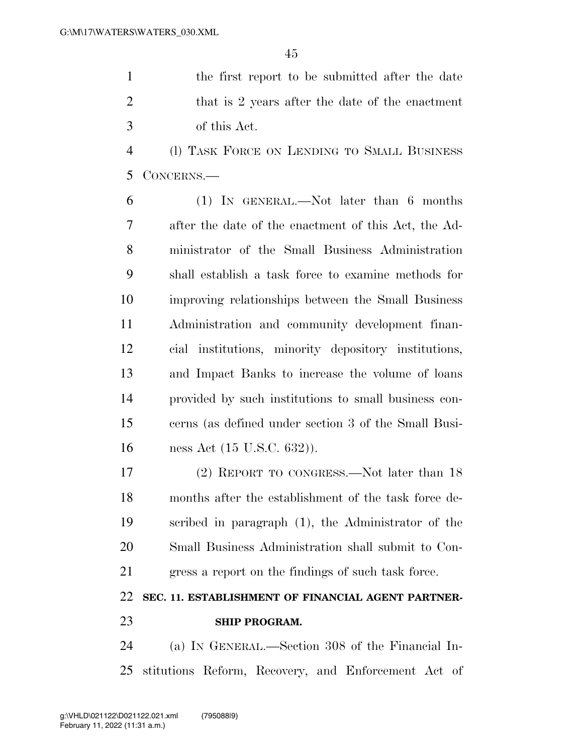the first report to be submitted after the date that is 2 years after the date of the enactment of this Act.

(l) TASK FORCE ON LENDING TO SMALL BUSINESS CONCERNS.—

(1) IN GENERAL.—Not later than 6 months after the date of the enactment of this Act, the Administrator of the Small Business Administration shall establish a task force to examine methods for improving relationships between the Small Business Administration and community development financial institutions, minority depository institutions, and Impact Banks to increase the volume of loans provided by such institutions to small business concerns (as defined under section 3 of the Small Business Act (15 U.S.C. 632)).

(2) REPORT TO CONGRESS.—Not later than 18 months after the establishment of the task force described in paragraph (1), the Administrator of the Small Business Administration shall submit to Congress a report on the findings of such task force.

**SEC. 11. ESTABLISHMENT OF FINANCIAL AGENT PARTNERSHIP PROGRAM.**

(a) IN GENERAL.—Section 308 of the Financial Institutions Reform, Recovery, and Enforcement Act of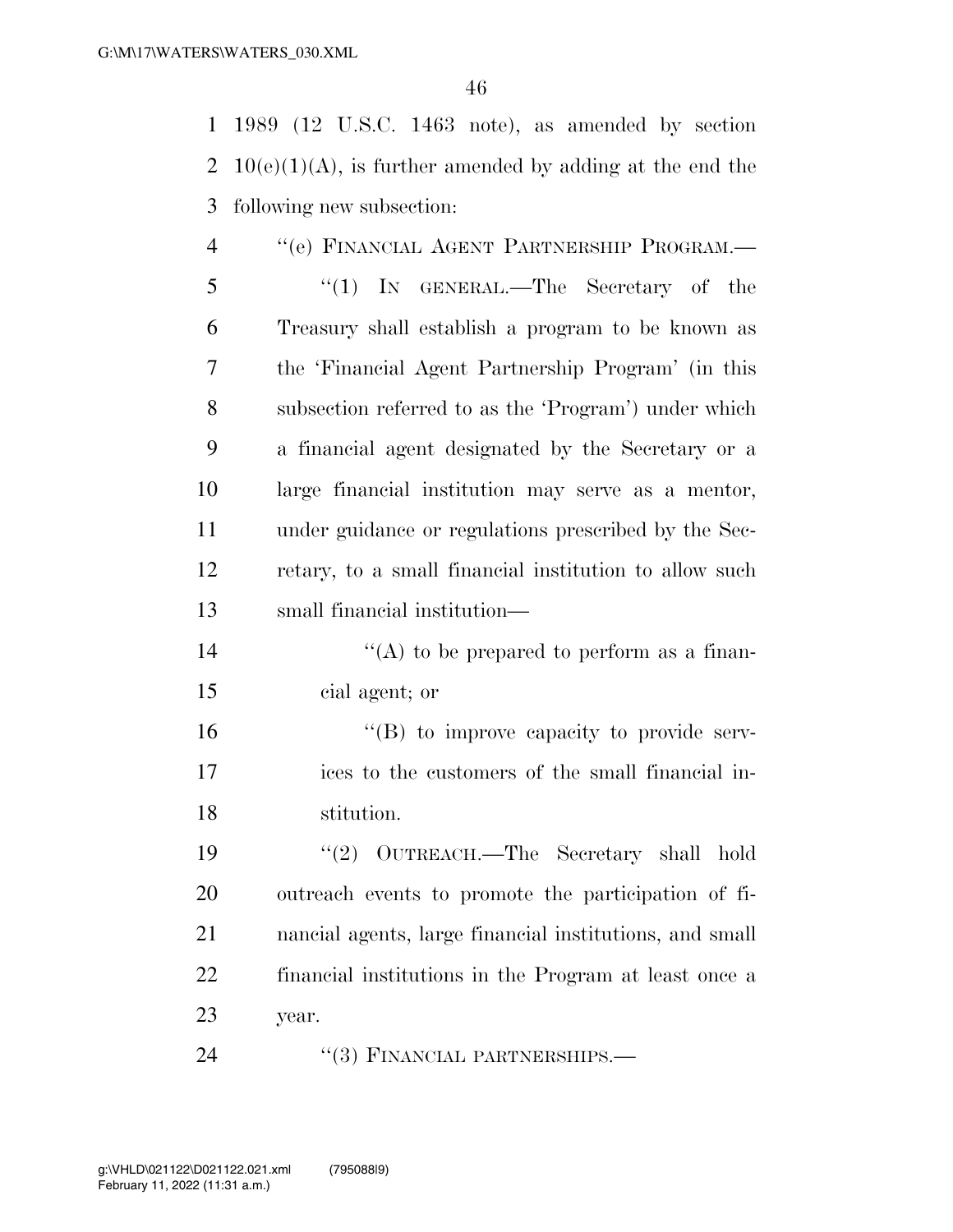1989 (12 U.S.C. 1463 note), as amended by section 10(e)(1)(A), is further amended by adding at the end the following new subsection:

"(e) FINANCIAL AGENT PARTNERSHIP PROGRAM.—

"(1) IN GENERAL.—The Secretary of the Treasury shall establish a program to be known as the 'Financial Agent Partnership Program' (in this subsection referred to as the 'Program') under which a financial agent designated by the Secretary or a large financial institution may serve as a mentor, under guidance or regulations prescribed by the Secretary, to a small financial institution to allow such small financial institution—

"(A) to be prepared to perform as a financial agent; or

"(B) to improve capacity to provide services to the customers of the small financial institution.

"(2) OUTREACH.—The Secretary shall hold outreach events to promote the participation of financial agents, large financial institutions, and small financial institutions in the Program at least once a year.

"(3) FINANCIAL PARTNERSHIPS.—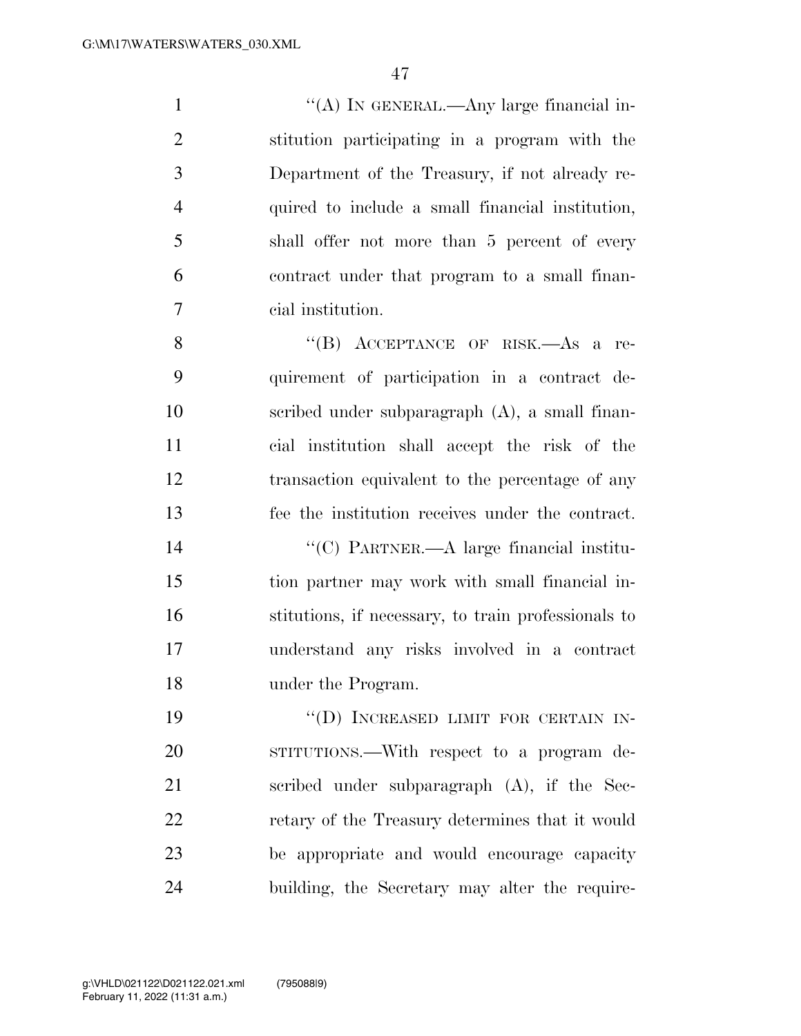"(A) IN GENERAL.—Any large financial institution participating in a program with the Department of the Treasury, if not already required to include a small financial institution, shall offer not more than 5 percent of every contract under that program to a small financial institution.

"(B) ACCEPTANCE OF RISK.—As a requirement of participation in a contract described under subparagraph (A), a small financial institution shall accept the risk of the transaction equivalent to the percentage of any fee the institution receives under the contract.

"(C) PARTNER.—A large financial institution partner may work with small financial institutions, if necessary, to train professionals to understand any risks involved in a contract under the Program.

"(D) INCREASED LIMIT FOR CERTAIN INSTITUTIONS.—With respect to a program described under subparagraph (A), if the Secretary of the Treasury determines that it would be appropriate and would encourage capacity building, the Secretary may alter the require-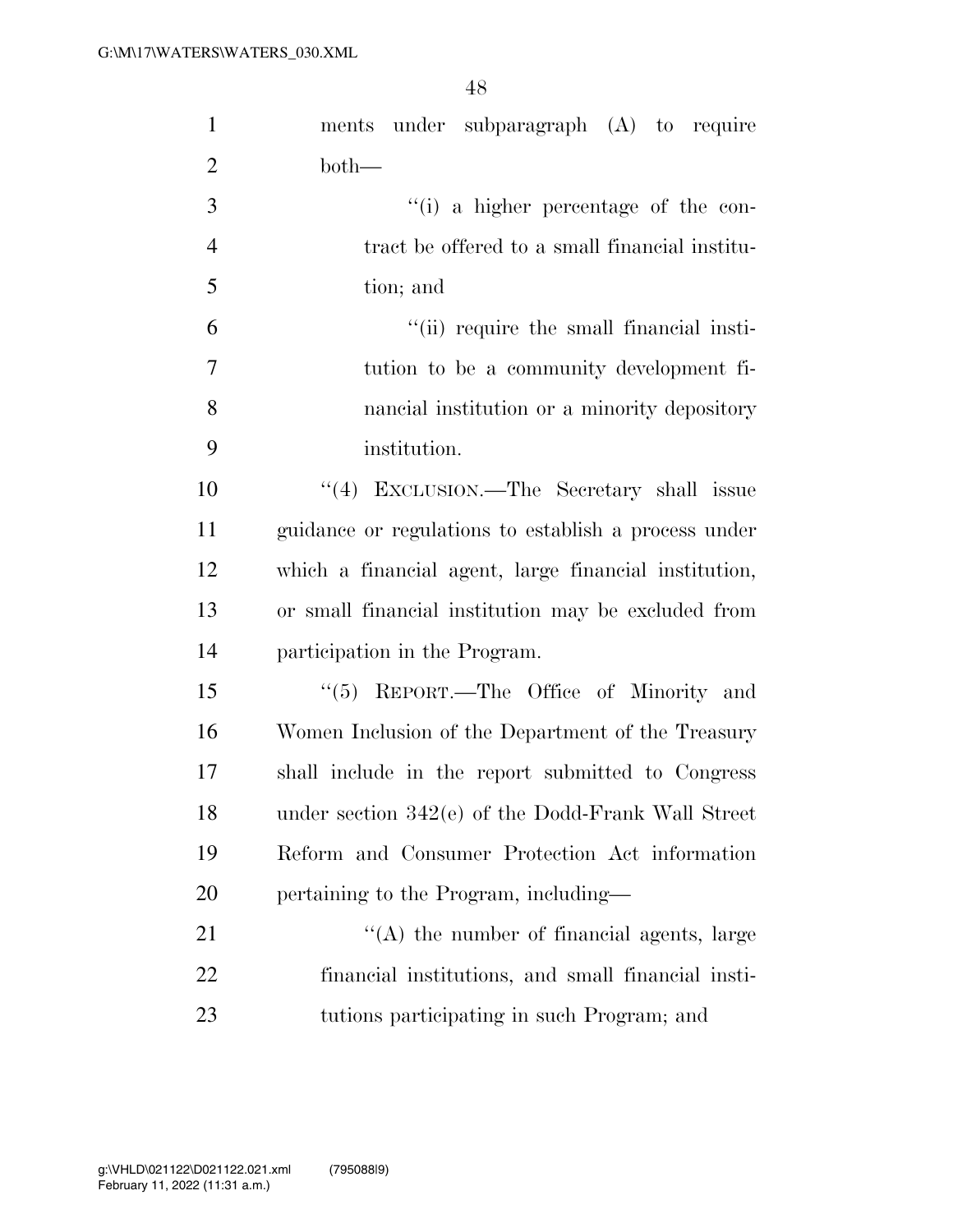ments under subparagraph (A) to require both—

''(i) a higher percentage of the contract be offered to a small financial institution; and

''(ii) require the small financial institution to be a community development financial institution or a minority depository institution.

''(4) EXCLUSION.—The Secretary shall issue guidance or regulations to establish a process under which a financial agent, large financial institution, or small financial institution may be excluded from participation in the Program.

''(5) REPORT.—The Office of Minority and Women Inclusion of the Department of the Treasury shall include in the report submitted to Congress under section 342(e) of the Dodd-Frank Wall Street Reform and Consumer Protection Act information pertaining to the Program, including—

''(A) the number of financial agents, large financial institutions, and small financial institutions participating in such Program; and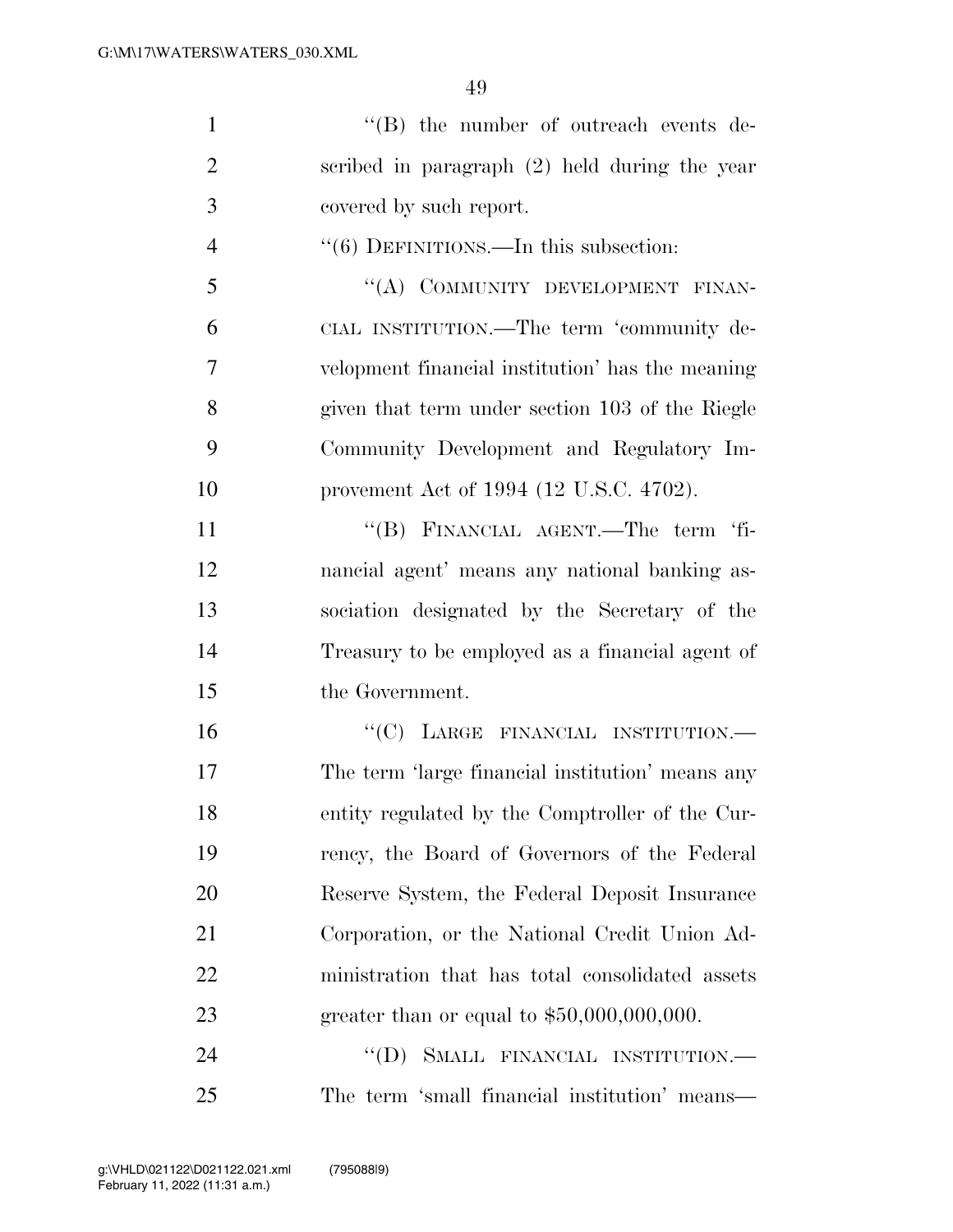"(B) the number of outreach events described in paragraph (2) held during the year covered by such report.

"(6) DEFINITIONS.—In this subsection:

"(A) COMMUNITY DEVELOPMENT FINANCIAL INSTITUTION.—The term 'community development financial institution' has the meaning given that term under section 103 of the Riegle Community Development and Regulatory Improvement Act of 1994 (12 U.S.C. 4702).

"(B) FINANCIAL AGENT.—The term 'financial agent' means any national banking association designated by the Secretary of the Treasury to be employed as a financial agent of the Government.

"(C) LARGE FINANCIAL INSTITUTION.—The term 'large financial institution' means any entity regulated by the Comptroller of the Currency, the Board of Governors of the Federal Reserve System, the Federal Deposit Insurance Corporation, or the National Credit Union Administration that has total consolidated assets greater than or equal to $50,000,000,000.

"(D) SMALL FINANCIAL INSTITUTION.—The term 'small financial institution' means—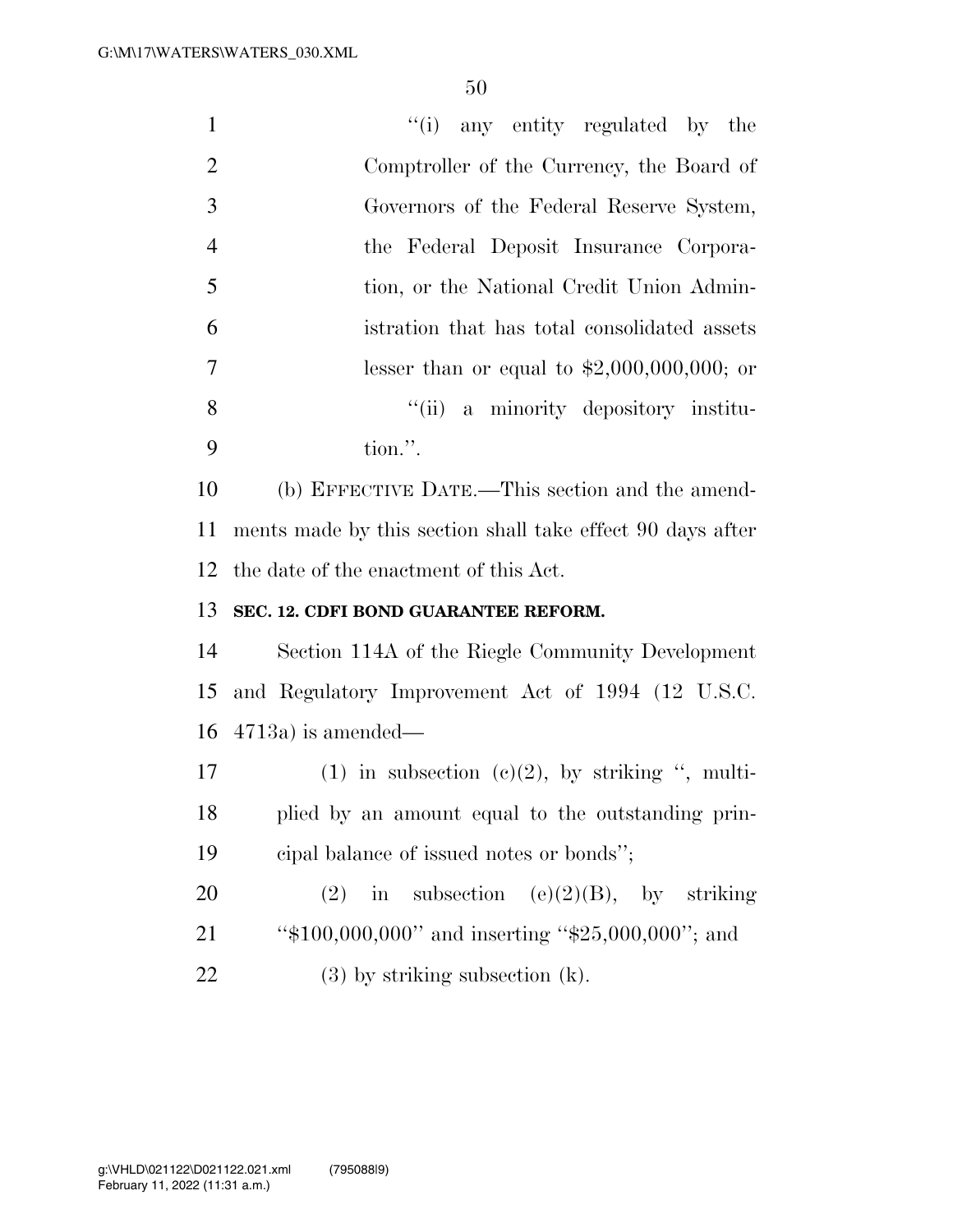"(i) any entity regulated by the Comptroller of the Currency, the Board of Governors of the Federal Reserve System, the Federal Deposit Insurance Corporation, or the National Credit Union Administration that has total consolidated assets lesser than or equal to $2,000,000,000; or

"(ii) a minority depository institution.".

(b) EFFECTIVE DATE.—This section and the amendments made by this section shall take effect 90 days after the date of the enactment of this Act.

**SEC. 12. CDFI BOND GUARANTEE REFORM.**

Section 114A of the Riegle Community Development and Regulatory Improvement Act of 1994 (12 U.S.C. 4713a) is amended—

(1) in subsection (c)(2), by striking ", multiplied by an amount equal to the outstanding principal balance of issued notes or bonds";

(2) in subsection (e)(2)(B), by striking "$100,000,000" and inserting "$25,000,000"; and

(3) by striking subsection (k).